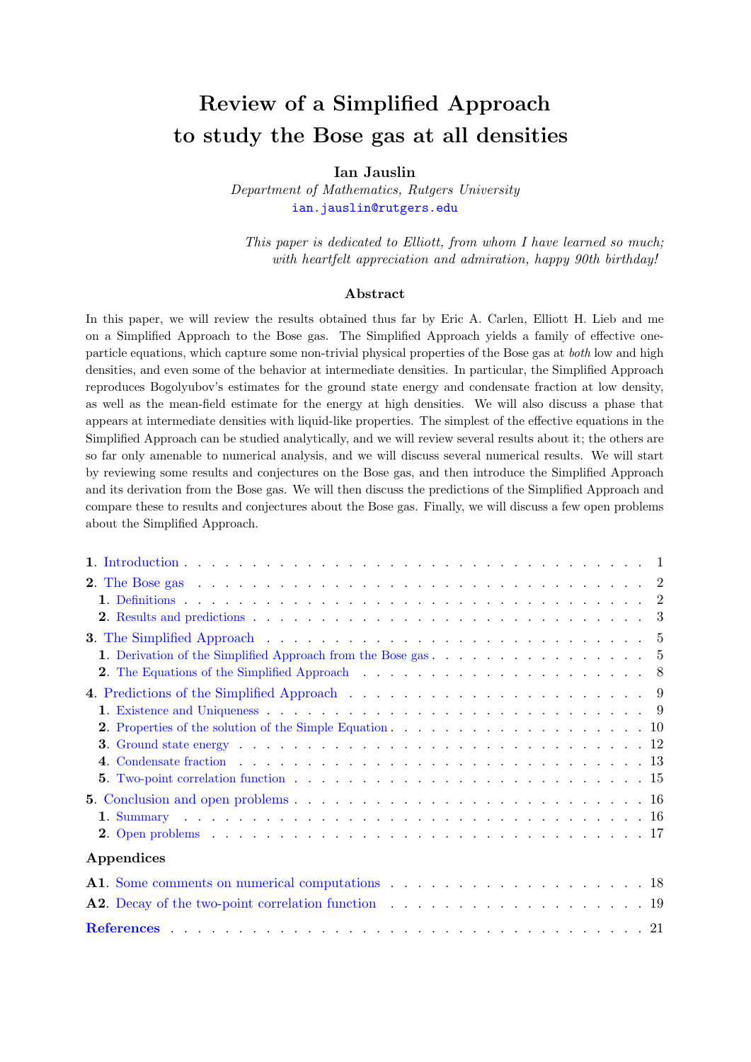# Review of a Simplified Approach to study the Bose gas at all densities

**Ian Jauslin**

*Department of Mathematics, Rutgers University*

ian.jauslin@rutgers.edu

*This paper is dedicated to Elliott, from whom I have learned so much; with heartfelt appreciation and admiration, happy 90th birthday!*

## Abstract

In this paper, we will review the results obtained thus far by Eric A. Carlen, Elliott H. Lieb and me on a Simplified Approach to the Bose gas. The Simplified Approach yields a family of effective one-particle equations, which capture some non-trivial physical properties of the Bose gas at *both* low and high densities, and even some of the behavior at intermediate densities. In particular, the Simplified Approach reproduces Bogolyubov's estimates for the ground state energy and condensate fraction at low density, as well as the mean-field estimate for the energy at high densities. We will also discuss a phase that appears at intermediate densities with liquid-like properties. The simplest of the effective equations in the Simplified Approach can be studied analytically, and we will review several results about it; the others are so far only amenable to numerical analysis, and we will discuss several numerical results. We will start by reviewing some results and conjectures on the Bose gas, and then introduce the Simplified Approach and its derivation from the Bose gas. We will then discuss the predictions of the Simplified Approach and compare these to results and conjectures about the Bose gas. Finally, we will discuss a few open problems about the Simplified Approach.

**1.** Introduction . . . 1

**2.** The Bose gas . . . 2
- **1.** Definitions . . . 2
- **2.** Results and predictions . . . 3

**3.** The Simplified Approach . . . 5
- **1.** Derivation of the Simplified Approach from the Bose gas . . . 5
- **2.** The Equations of the Simplified Approach . . . 8

**4.** Predictions of the Simplified Approach . . . 9
- **1.** Existence and Uniqueness . . . 9
- **2.** Properties of the solution of the Simple Equation . . . 10
- **3.** Ground state energy . . . 12
- **4.** Condensate fraction . . . 13
- **5.** Two-point correlation function . . . 15

**5.** Conclusion and open problems . . . 16
- **1.** Summary . . . 16
- **2.** Open problems . . . 17

**Appendices**

**A1.** Some comments on numerical computations . . . 18

**A2.** Decay of the two-point correlation function . . . 19

**References** . . . 21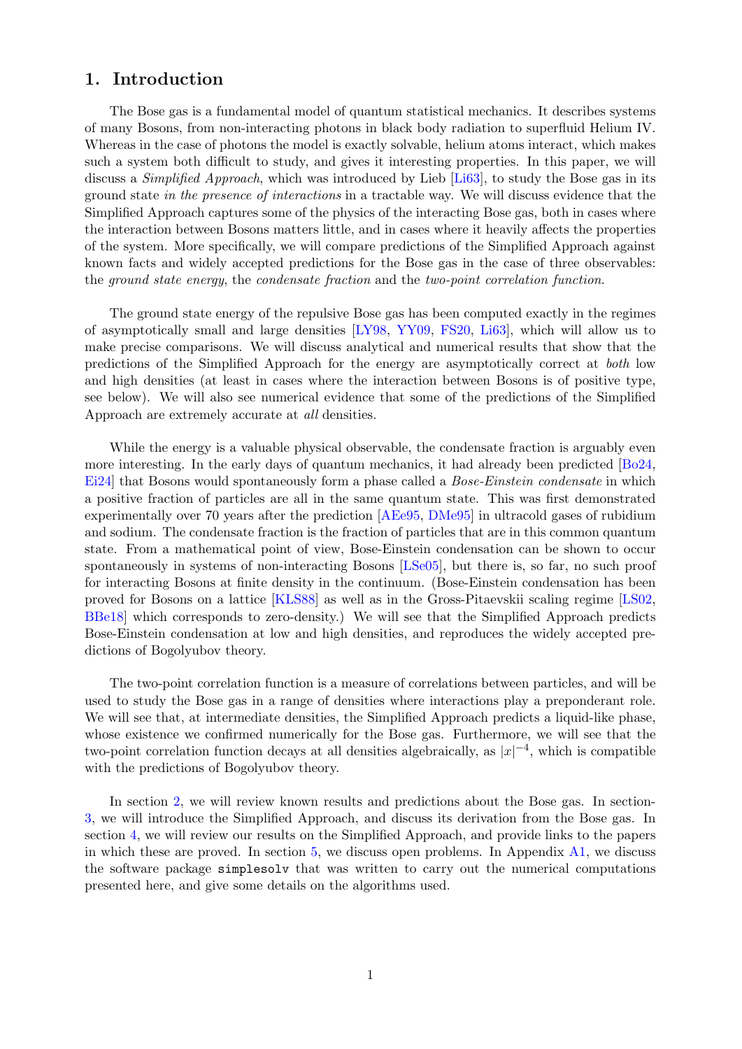# 1. Introduction

The Bose gas is a fundamental model of quantum statistical mechanics. It describes systems of many Bosons, from non-interacting photons in black body radiation to superfluid Helium IV. Whereas in the case of photons the model is exactly solvable, helium atoms interact, which makes such a system both difficult to study, and gives it interesting properties. In this paper, we will discuss a *Simplified Approach*, which was introduced by Lieb [Li63], to study the Bose gas in its ground state *in the presence of interactions* in a tractable way. We will discuss evidence that the Simplified Approach captures some of the physics of the interacting Bose gas, both in cases where the interaction between Bosons matters little, and in cases where it heavily affects the properties of the system. More specifically, we will compare predictions of the Simplified Approach against known facts and widely accepted predictions for the Bose gas in the case of three observables: the *ground state energy*, the *condensate fraction* and the *two-point correlation function*.

The ground state energy of the repulsive Bose gas has been computed exactly in the regimes of asymptotically small and large densities [LY98, YY09, FS20, Li63], which will allow us to make precise comparisons. We will discuss analytical and numerical results that show that the predictions of the Simplified Approach for the energy are asymptotically correct at *both* low and high densities (at least in cases where the interaction between Bosons is of positive type, see below). We will also see numerical evidence that some of the predictions of the Simplified Approach are extremely accurate at *all* densities.

While the energy is a valuable physical observable, the condensate fraction is arguably even more interesting. In the early days of quantum mechanics, it had already been predicted [Bo24, Ei24] that Bosons would spontaneously form a phase called a *Bose-Einstein condensate* in which a positive fraction of particles are all in the same quantum state. This was first demonstrated experimentally over 70 years after the prediction [AEe95, DMe95] in ultracold gases of rubidium and sodium. The condensate fraction is the fraction of particles that are in this common quantum state. From a mathematical point of view, Bose-Einstein condensation can be shown to occur spontaneously in systems of non-interacting Bosons [LSe05], but there is, so far, no such proof for interacting Bosons at finite density in the continuum. (Bose-Einstein condensation has been proved for Bosons on a lattice [KLS88] as well as in the Gross-Pitaevskii scaling regime [LS02, BBe18] which corresponds to zero-density.) We will see that the Simplified Approach predicts Bose-Einstein condensation at low and high densities, and reproduces the widely accepted predictions of Bogolyubov theory.

The two-point correlation function is a measure of correlations between particles, and will be used to study the Bose gas in a range of densities where interactions play a preponderant role. We will see that, at intermediate densities, the Simplified Approach predicts a liquid-like phase, whose existence we confirmed numerically for the Bose gas. Furthermore, we will see that the two-point correlation function decays at all densities algebraically, as $|x|^{-4}$, which is compatible with the predictions of Bogolyubov theory.

In section 2, we will review known results and predictions about the Bose gas. In section 3, we will introduce the Simplified Approach, and discuss its derivation from the Bose gas. In section 4, we will review our results on the Simplified Approach, and provide links to the papers in which these are proved. In section 5, we discuss open problems. In Appendix A1, we discuss the software package `simplesolv` that was written to carry out the numerical computations presented here, and give some details on the algorithms used.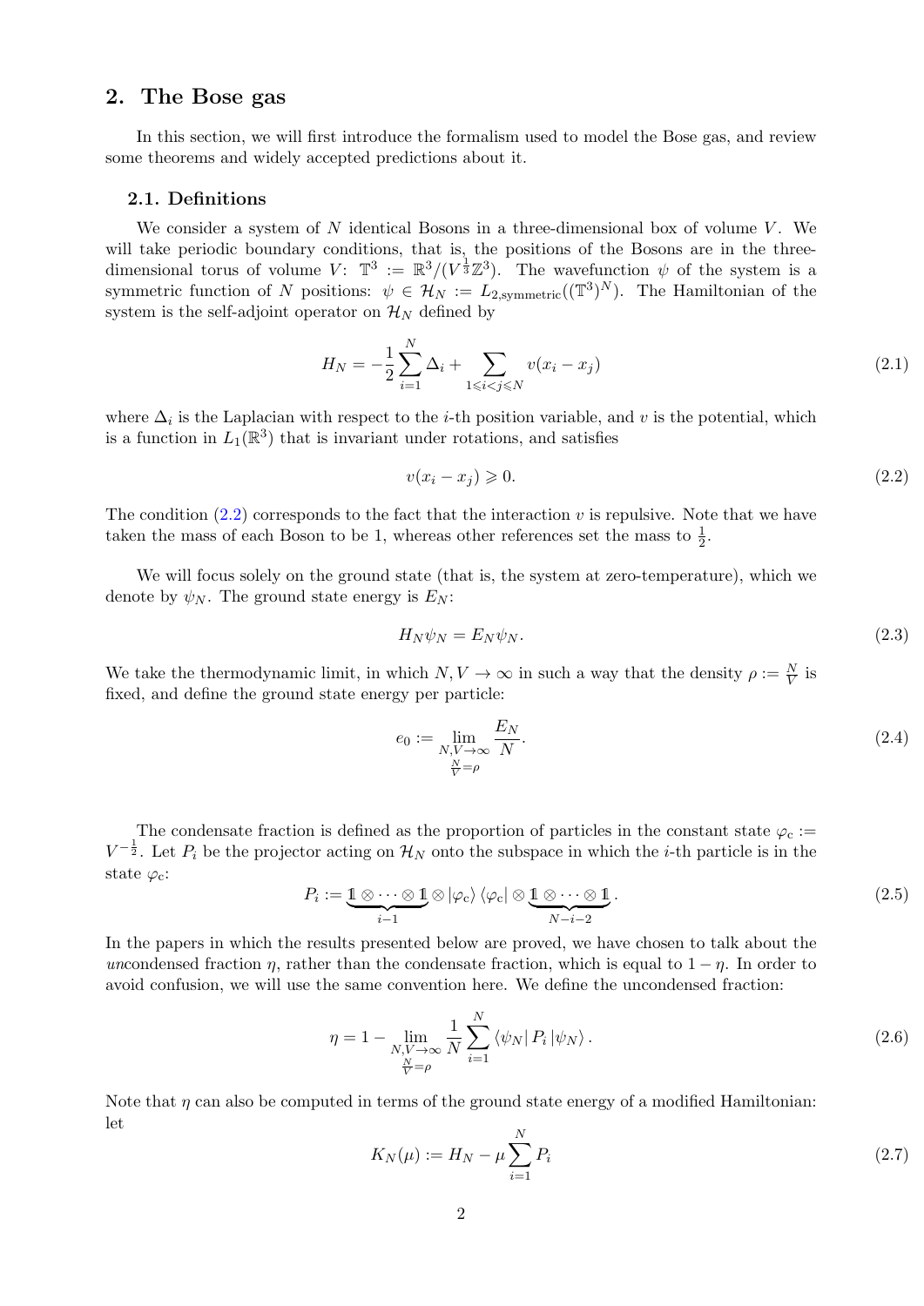## 2. The Bose gas

In this section, we will first introduce the formalism used to model the Bose gas, and review some theorems and widely accepted predictions about it.

### 2.1. Definitions

We consider a system of $N$ identical Bosons in a three-dimensional box of volume $V$. We will take periodic boundary conditions, that is, the positions of the Bosons are in the three-dimensional torus of volume $V$: $\mathbb{T}^3 := \mathbb{R}^3/(V^{\frac{1}{3}}\mathbb{Z}^3)$. The wavefunction $\psi$ of the system is a symmetric function of $N$ positions: $\psi \in \mathcal{H}_N := L_{2,\mathrm{symmetric}}((\mathbb{T}^3)^N)$. The Hamiltonian of the system is the self-adjoint operator on $\mathcal{H}_N$ defined by

$$H_N = -\frac{1}{2}\sum_{i=1}^N \Delta_i + \sum_{1\leqslant i<j\leqslant N} v(x_i - x_j) \tag{2.1}$$

where $\Delta_i$ is the Laplacian with respect to the $i$-th position variable, and $v$ is the potential, which is a function in $L_1(\mathbb{R}^3)$ that is invariant under rotations, and satisfies

$$v(x_i - x_j) \geqslant 0. \tag{2.2}$$

The condition (2.2) corresponds to the fact that the interaction $v$ is repulsive. Note that we have taken the mass of each Boson to be 1, whereas other references set the mass to $\frac{1}{2}$.

We will focus solely on the ground state (that is, the system at zero-temperature), which we denote by $\psi_N$. The ground state energy is $E_N$:

$$H_N\psi_N = E_N\psi_N. \tag{2.3}$$

We take the thermodynamic limit, in which $N, V \to \infty$ in such a way that the density $\rho := \frac{N}{V}$ is fixed, and define the ground state energy per particle:

$$e_0 := \lim_{\substack{N,V\to\infty\\ \frac{N}{V}=\rho}} \frac{E_N}{N}. \tag{2.4}$$

The condensate fraction is defined as the proportion of particles in the constant state $\varphi_c := V^{-\frac{1}{2}}$. Let $P_i$ be the projector acting on $\mathcal{H}_N$ onto the subspace in which the $i$-th particle is in the state $\varphi_c$:

$$P_i := \underbrace{\mathbb{1}\otimes\cdots\otimes\mathbb{1}}_{i-1}\otimes \left|\varphi_c\right\rangle\left\langle\varphi_c\right| \otimes \underbrace{\mathbb{1}\otimes\cdots\otimes\mathbb{1}}_{N-i-2}. \tag{2.5}$$

In the papers in which the results presented below are proved, we have chosen to talk about the *un*condensed fraction $\eta$, rather than the condensate fraction, which is equal to $1-\eta$. In order to avoid confusion, we will use the same convention here. We define the uncondensed fraction:

$$\eta = 1 - \lim_{\substack{N,V\to\infty\\ \frac{N}{V}=\rho}} \frac{1}{N}\sum_{i=1}^N \left\langle\psi_N\right| P_i \left|\psi_N\right\rangle. \tag{2.6}$$

Note that $\eta$ can also be computed in terms of the ground state energy of a modified Hamiltonian: let

$$K_N(\mu) := H_N - \mu\sum_{i=1}^N P_i \tag{2.7}$$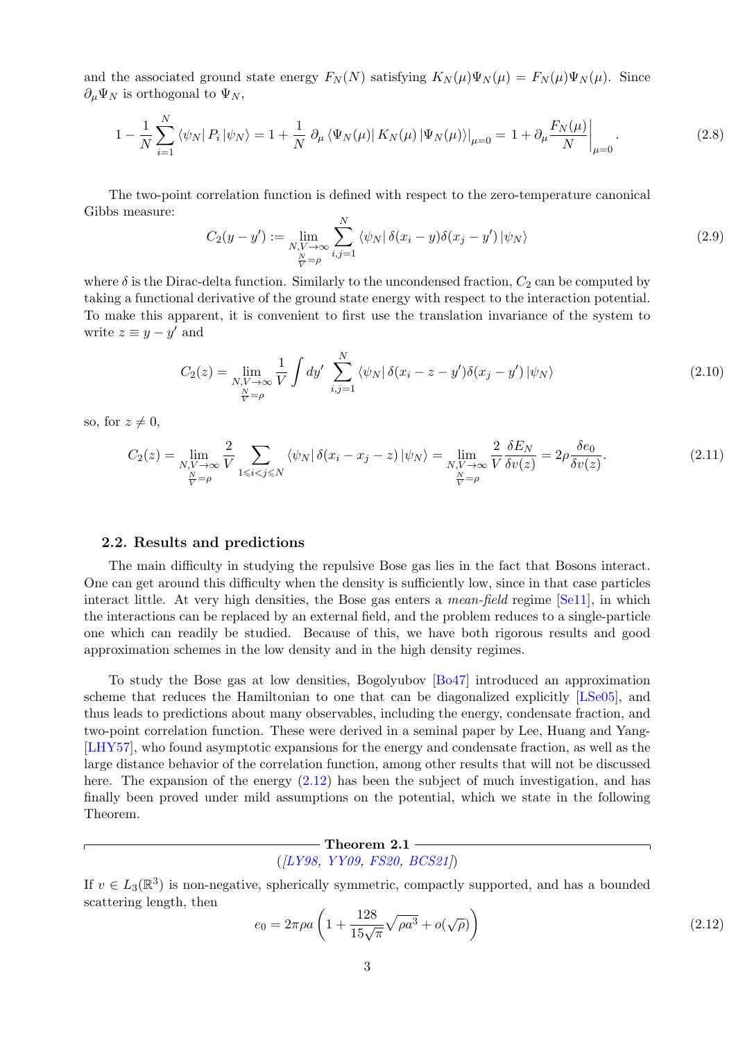and the associated ground state energy $F_N(N)$ satisfying $K_N(\mu)\Psi_N(\mu) = F_N(\mu)\Psi_N(\mu)$. Since $\partial_\mu \Psi_N$ is orthogonal to $\Psi_N$,

$$1 - \frac{1}{N}\sum_{i=1}^{N} \langle\psi_N| P_i |\psi_N\rangle = 1 + \frac{1}{N}\,\partial_\mu \langle\Psi_N(\mu)| K_N(\mu) |\Psi_N(\mu)\rangle|_{\mu=0} = 1 + \partial_\mu \frac{F_N(\mu)}{N}\bigg|_{\mu=0}. \tag{2.8}$$

The two-point correlation function is defined with respect to the zero-temperature canonical Gibbs measure:

$$C_2(y-y') := \lim_{\substack{N,V\to\infty\\ \frac{N}{V}=\rho}} \sum_{i,j=1}^{N} \langle\psi_N| \delta(x_i - y)\delta(x_j - y') |\psi_N\rangle \tag{2.9}$$

where $\delta$ is the Dirac-delta function. Similarly to the uncondensed fraction, $C_2$ can be computed by taking a functional derivative of the ground state energy with respect to the interaction potential. To make this apparent, it is convenient to first use the translation invariance of the system to write $z \equiv y - y'$ and

$$C_2(z) = \lim_{\substack{N,V\to\infty\\ \frac{N}{V}=\rho}} \frac{1}{V}\int dy'\ \sum_{i,j=1}^{N} \langle\psi_N| \delta(x_i - z - y')\delta(x_j - y') |\psi_N\rangle \tag{2.10}$$

so, for $z \neq 0$,

$$C_2(z) = \lim_{\substack{N,V\to\infty\\ \frac{N}{V}=\rho}} \frac{2}{V}\sum_{1\leqslant i<j\leqslant N} \langle\psi_N| \delta(x_i - x_j - z) |\psi_N\rangle = \lim_{\substack{N,V\to\infty\\ \frac{N}{V}=\rho}} \frac{2}{V}\frac{\delta E_N}{\delta v(z)} = 2\rho\frac{\delta e_0}{\delta v(z)}. \tag{2.11}$$

### 2.2. Results and predictions

The main difficulty in studying the repulsive Bose gas lies in the fact that Bosons interact. One can get around this difficulty when the density is sufficiently low, since in that case particles interact little. At very high densities, the Bose gas enters a *mean-field* regime [Se11], in which the interactions can be replaced by an external field, and the problem reduces to a single-particle one which can readily be studied. Because of this, we have both rigorous results and good approximation schemes in the low density and in the high density regimes.

To study the Bose gas at low densities, Bogolyubov [Bo47] introduced an approximation scheme that reduces the Hamiltonian to one that can be diagonalized explicitly [LSe05], and thus leads to predictions about many observables, including the energy, condensate fraction, and two-point correlation function. These were derived in a seminal paper by Lee, Huang and Yang [LHY57], who found asymptotic expansions for the energy and condensate fraction, as well as the large distance behavior of the correlation function, among other results that will not be discussed here. The expansion of the energy (2.12) has been the subject of much investigation, and has finally been proved under mild assumptions on the potential, which we state in the following Theorem.

**Theorem 2.1**
(*[LY98, YY09, FS20, BCS21]*)

If $v \in L_3(\mathbb{R}^3)$ is non-negative, spherically symmetric, compactly supported, and has a bounded scattering length, then

$$e_0 = 2\pi\rho a\left(1 + \frac{128}{15\sqrt{\pi}}\sqrt{\rho a^3} + o(\sqrt{\rho})\right) \tag{2.12}$$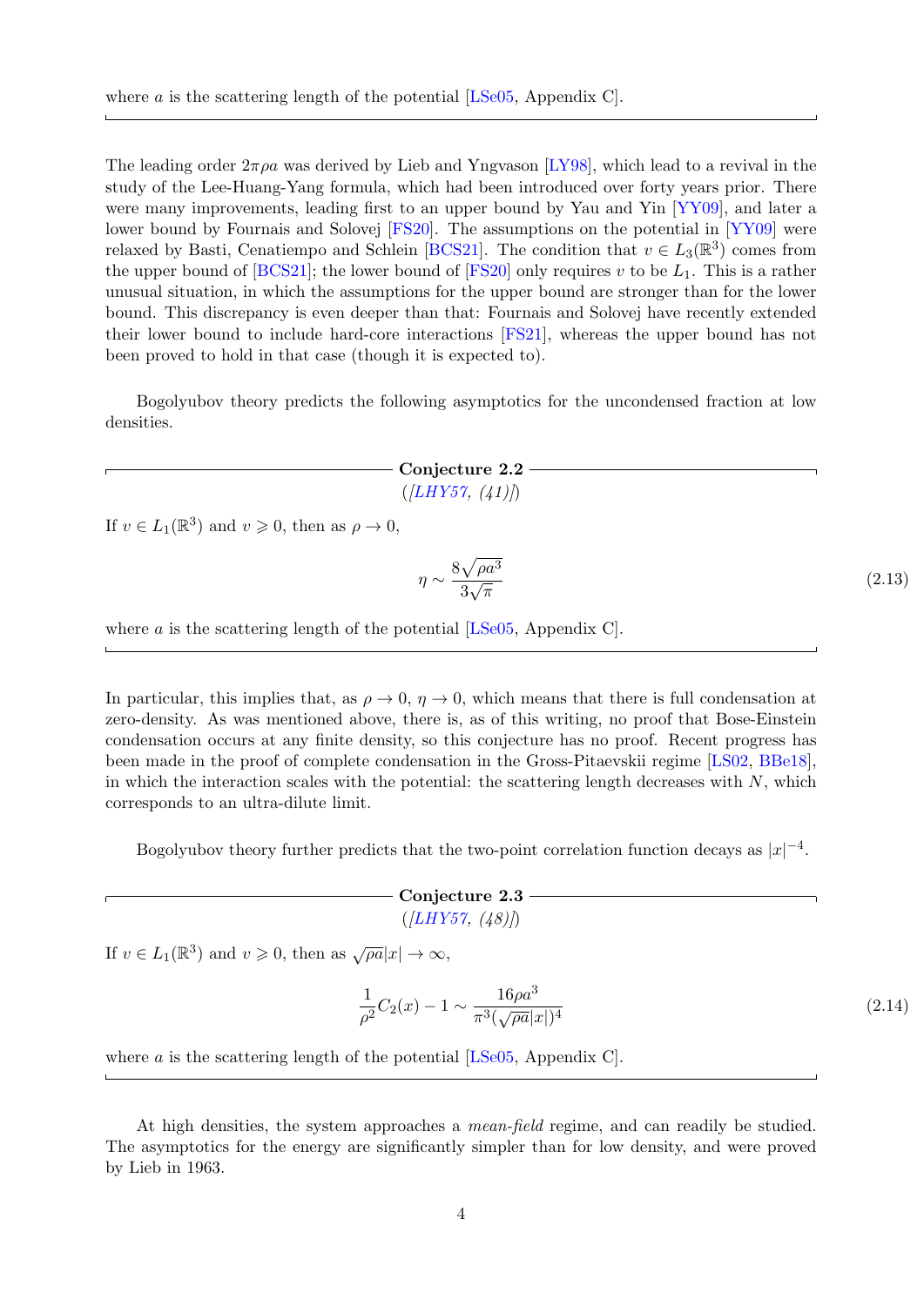where $a$ is the scattering length of the potential [LSe05, Appendix C].

---

The leading order $2\pi\rho a$ was derived by Lieb and Yngvason [LY98], which lead to a revival in the study of the Lee-Huang-Yang formula, which had been introduced over forty years prior. There were many improvements, leading first to an upper bound by Yau and Yin [YY09], and later a lower bound by Fournais and Solovej [FS20]. The assumptions on the potential in [YY09] were relaxed by Basti, Cenatiempo and Schlein [BCS21]. The condition that $v \in L_3(\mathbb{R}^3)$ comes from the upper bound of [BCS21]; the lower bound of [FS20] only requires $v$ to be $L_1$. This is a rather unusual situation, in which the assumptions for the upper bound are stronger than for the lower bound. This discrepancy is even deeper than that: Fournais and Solovej have recently extended their lower bound to include hard-core interactions [FS21], whereas the upper bound has not been proved to hold in that case (though it is expected to).

Bogolyubov theory predicts the following asymptotics for the uncondensed fraction at low densities.

---

**Conjecture 2.2**
*([LHY57, (41)])*

If $v \in L_1(\mathbb{R}^3)$ and $v \geqslant 0$, then as $\rho \to 0$,

$$\eta \sim \frac{8\sqrt{\rho a^3}}{3\sqrt{\pi}} \tag{2.13}$$

where $a$ is the scattering length of the potential [LSe05, Appendix C].

---

In particular, this implies that, as $\rho \to 0$, $\eta \to 0$, which means that there is full condensation at zero-density. As was mentioned above, there is, as of this writing, no proof that Bose-Einstein condensation occurs at any finite density, so this conjecture has no proof. Recent progress has been made in the proof of complete condensation in the Gross-Pitaevskii regime [LS02, BBe18], in which the interaction scales with the potential: the scattering length decreases with $N$, which corresponds to an ultra-dilute limit.

Bogolyubov theory further predicts that the two-point correlation function decays as $|x|^{-4}$.

---

**Conjecture 2.3**
*([LHY57, (48)])*

If $v \in L_1(\mathbb{R}^3)$ and $v \geqslant 0$, then as $\sqrt{\rho a}|x| \to \infty$,

$$\frac{1}{\rho^2} C_2(x) - 1 \sim \frac{16\rho a^3}{\pi^3(\sqrt{\rho a}|x|)^4} \tag{2.14}$$

where $a$ is the scattering length of the potential [LSe05, Appendix C].

---

At high densities, the system approaches a *mean-field* regime, and can readily be studied. The asymptotics for the energy are significantly simpler than for low density, and were proved by Lieb in 1963.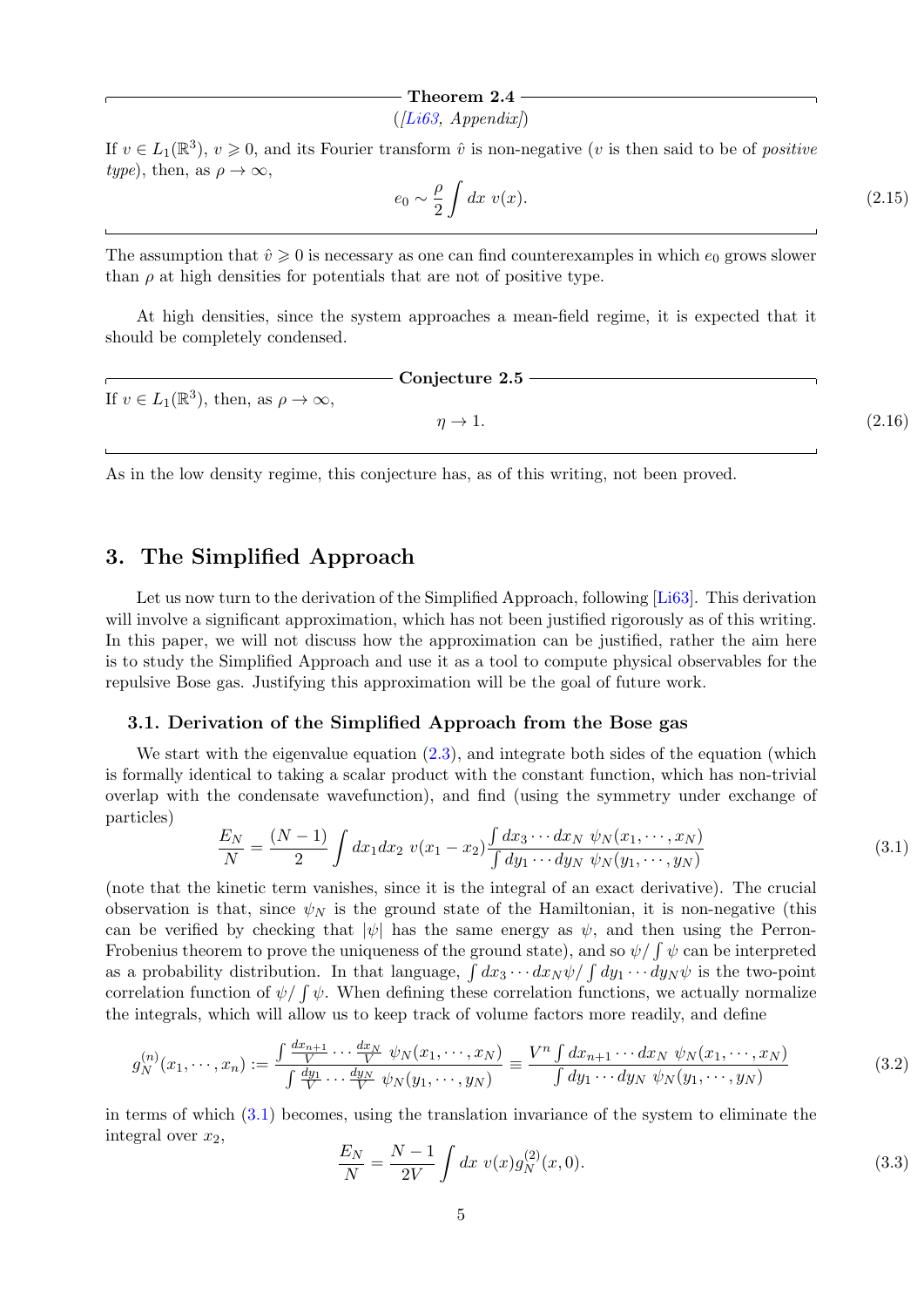**Theorem 2.4**

*([Li63, Appendix])*

If $v \in L_1(\mathbb{R}^3)$, $v \geqslant 0$, and its Fourier transform $\hat v$ is non-negative ($v$ is then said to be of *positive type*), then, as $\rho \to \infty$,

$$e_0 \sim \frac{\rho}{2} \int dx\; v(x). \tag{2.15}$$

The assumption that $\hat v \geqslant 0$ is necessary as one can find counterexamples in which $e_0$ grows slower than $\rho$ at high densities for potentials that are not of positive type.

At high densities, since the system approaches a mean-field regime, it is expected that it should be completely condensed.

**Conjecture 2.5**

If $v \in L_1(\mathbb{R}^3)$, then, as $\rho \to \infty$,

$$\eta \to 1. \tag{2.16}$$

As in the low density regime, this conjecture has, as of this writing, not been proved.

## 3. The Simplified Approach

Let us now turn to the derivation of the Simplified Approach, following [Li63]. This derivation will involve a significant approximation, which has not been justified rigorously as of this writing. In this paper, we will not discuss how the approximation can be justified, rather the aim here is to study the Simplified Approach and use it as a tool to compute physical observables for the repulsive Bose gas. Justifying this approximation will be the goal of future work.

### 3.1. Derivation of the Simplified Approach from the Bose gas

We start with the eigenvalue equation (2.3), and integrate both sides of the equation (which is formally identical to taking a scalar product with the constant function, which has non-trivial overlap with the condensate wavefunction), and find (using the symmetry under exchange of particles)

$$\frac{E_N}{N} = \frac{(N-1)}{2} \int dx_1 dx_2\; v(x_1 - x_2) \frac{\int dx_3 \cdots dx_N\; \psi_N(x_1, \cdots, x_N)}{\int dy_1 \cdots dy_N\; \psi_N(y_1, \cdots, y_N)} \tag{3.1}$$

(note that the kinetic term vanishes, since it is the integral of an exact derivative). The crucial observation is that, since $\psi_N$ is the ground state of the Hamiltonian, it is non-negative (this can be verified by checking that $|\psi|$ has the same energy as $\psi$, and then using the Perron-Frobenius theorem to prove the uniqueness of the ground state), and so $\psi / \int \psi$ can be interpreted as a probability distribution. In that language, $\int dx_3 \cdots dx_N \psi / \int dy_1 \cdots dy_N \psi$ is the two-point correlation function of $\psi / \int \psi$. When defining these correlation functions, we actually normalize the integrals, which will allow us to keep track of volume factors more readily, and define

$$g_N^{(n)}(x_1, \cdots, x_n) := \frac{\int \frac{dx_{n+1}}{V} \cdots \frac{dx_N}{V}\; \psi_N(x_1, \cdots, x_N)}{\int \frac{dy_1}{V} \cdots \frac{dy_N}{V}\; \psi_N(y_1, \cdots, y_N)} \equiv \frac{V^n \int dx_{n+1} \cdots dx_N\; \psi_N(x_1, \cdots, x_N)}{\int dy_1 \cdots dy_N\; \psi_N(y_1, \cdots, y_N)} \tag{3.2}$$

in terms of which (3.1) becomes, using the translation invariance of the system to eliminate the integral over $x_2$,

$$\frac{E_N}{N} = \frac{N-1}{2V} \int dx\; v(x) g_N^{(2)}(x, 0). \tag{3.3}$$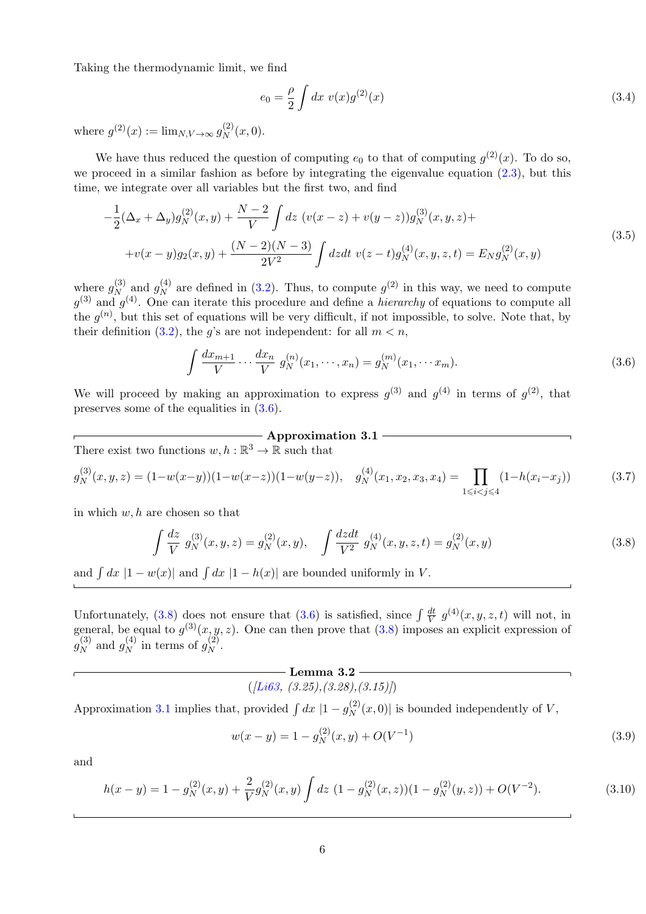Taking the thermodynamic limit, we find

$$e_0 = \frac{\rho}{2} \int dx\ v(x) g^{(2)}(x) \tag{3.4}$$

where $g^{(2)}(x) := \lim_{N,V\to\infty} g_N^{(2)}(x, 0)$.

We have thus reduced the question of computing $e_0$ to that of computing $g^{(2)}(x)$. To do so, we proceed in a similar fashion as before by integrating the eigenvalue equation (2.3), but this time, we integrate over all variables but the first two, and find

$$\begin{aligned}-\frac{1}{2}(\Delta_x + \Delta_y) g_N^{(2)}(x,y) + \frac{N-2}{V} \int dz\ (v(x-z) + v(y-z)) g_N^{(3)}(x,y,z) + \\ +v(x-y) g_2(x,y) + \frac{(N-2)(N-3)}{2V^2} \int dz dt\ v(z-t) g_N^{(4)}(x,y,z,t) = E_N g_N^{(2)}(x,y)\end{aligned} \tag{3.5}$$

where $g_N^{(3)}$ and $g_N^{(4)}$ are defined in (3.2). Thus, to compute $g^{(2)}$ in this way, we need to compute $g^{(3)}$ and $g^{(4)}$. One can iterate this procedure and define a *hierarchy* of equations to compute all the $g^{(n)}$, but this set of equations will be very difficult, if not impossible, to solve. Note that, by their definition (3.2), the $g$'s are not independent: for all $m < n$,

$$\int \frac{dx_{m+1}}{V} \cdots \frac{dx_n}{V}\ g_N^{(n)}(x_1, \cdots, x_n) = g_N^{(m)}(x_1, \cdots x_m). \tag{3.6}$$

We will proceed by making an approximation to express $g^{(3)}$ and $g^{(4)}$ in terms of $g^{(2)}$, that preserves some of the equalities in (3.6).

**Approximation 3.1**

There exist two functions $w, h : \mathbb{R}^3 \to \mathbb{R}$ such that

$$g_N^{(3)}(x,y,z) = (1-w(x-y))(1-w(x-z))(1-w(y-z)), \quad g_N^{(4)}(x_1,x_2,x_3,x_4) = \prod_{1\leqslant i<j\leqslant 4} (1-h(x_i-x_j)) \tag{3.7}$$

in which $w, h$ are chosen so that

$$\int \frac{dz}{V}\ g_N^{(3)}(x,y,z) = g_N^{(2)}(x,y), \quad \int \frac{dzdt}{V^2}\ g_N^{(4)}(x,y,z,t) = g_N^{(2)}(x,y) \tag{3.8}$$

and $\int dx\ |1 - w(x)|$ and $\int dx\ |1 - h(x)|$ are bounded uniformly in $V$.

---

Unfortunately, (3.8) does not ensure that (3.6) is satisfied, since $\int \frac{dt}{V}\ g^{(4)}(x,y,z,t)$ will not, in general, be equal to $g^{(3)}(x,y,z)$. One can then prove that (3.8) imposes an explicit expression of $g_N^{(3)}$ and $g_N^{(4)}$ in terms of $g_N^{(2)}$.

**Lemma 3.2**
*([Li63, (3.25),(3.28),(3.15)])*

Approximation 3.1 implies that, provided $\int dx\ |1 - g_N^{(2)}(x,0)|$ is bounded independently of $V$,

$$w(x-y) = 1 - g_N^{(2)}(x,y) + O(V^{-1}) \tag{3.9}$$

and

$$h(x-y) = 1 - g_N^{(2)}(x,y) + \frac{2}{V} g_N^{(2)}(x,y) \int dz\ (1 - g_N^{(2)}(x,z))(1 - g_N^{(2)}(y,z)) + O(V^{-2}). \tag{3.10}$$

---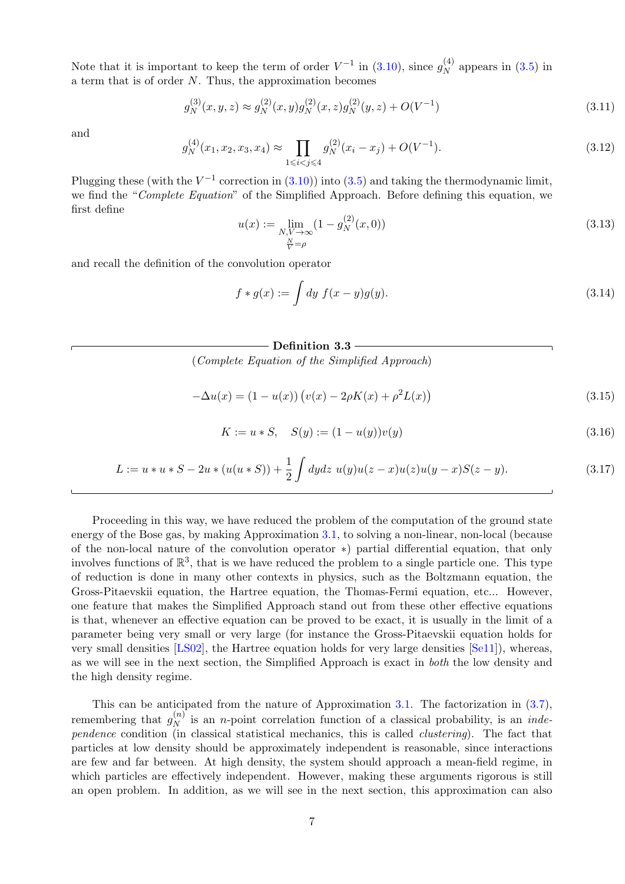Note that it is important to keep the term of order $V^{-1}$ in (3.10), since $g_N^{(4)}$ appears in (3.5) in a term that is of order $N$. Thus, the approximation becomes

$$g_N^{(3)}(x,y,z) \approx g_N^{(2)}(x,y)g_N^{(2)}(x,z)g_N^{(2)}(y,z) + O(V^{-1}) \tag{3.11}$$

and

$$g_N^{(4)}(x_1,x_2,x_3,x_4) \approx \prod_{1\leqslant i<j\leqslant 4} g_N^{(2)}(x_i - x_j) + O(V^{-1}). \tag{3.12}$$

Plugging these (with the $V^{-1}$ correction in (3.10)) into (3.5) and taking the thermodynamic limit, we find the "*Complete Equation*" of the Simplified Approach. Before defining this equation, we first define

$$u(x) := \lim_{\substack{N,V\to\infty \\ \frac{N}{V}=\rho}} (1 - g_N^{(2)}(x,0)) \tag{3.13}$$

and recall the definition of the convolution operator

$$f * g(x) := \int dy\ f(x-y)g(y). \tag{3.14}$$

**Definition 3.3**

(*Complete Equation of the Simplified Approach*)

$$-\Delta u(x) = (1-u(x))\big(v(x) - 2\rho K(x) + \rho^2 L(x)\big) \tag{3.15}$$

$$K := u * S, \quad S(y) := (1-u(y))v(y) \tag{3.16}$$

$$L := u * u * S - 2u * (u(u * S)) + \frac{1}{2}\int dydz\ u(y)u(z-x)u(z)u(y-x)S(z-y). \tag{3.17}$$

Proceeding in this way, we have reduced the problem of the computation of the ground state energy of the Bose gas, by making Approximation 3.1, to solving a non-linear, non-local (because of the non-local nature of the convolution operator $*$) partial differential equation, that only involves functions of $\mathbb{R}^3$, that is we have reduced the problem to a single particle one. This type of reduction is done in many other contexts in physics, such as the Boltzmann equation, the Gross-Pitaevskii equation, the Hartree equation, the Thomas-Fermi equation, etc... However, one feature that makes the Simplified Approach stand out from these other effective equations is that, whenever an effective equation can be proved to be exact, it is usually in the limit of a parameter being very small or very large (for instance the Gross-Pitaevskii equation holds for very small densities [LS02], the Hartree equation holds for very large densities [Se11]), whereas, as we will see in the next section, the Simplified Approach is exact in *both* the low density and the high density regime.

This can be anticipated from the nature of Approximation 3.1. The factorization in (3.7), remembering that $g_N^{(n)}$ is an $n$-point correlation function of a classical probability, is an *independence* condition (in classical statistical mechanics, this is called *clustering*). The fact that particles at low density should be approximately independent is reasonable, since interactions are few and far between. At high density, the system should approach a mean-field regime, in which particles are effectively independent. However, making these arguments rigorous is still an open problem. In addition, as we will see in the next section, this approximation can also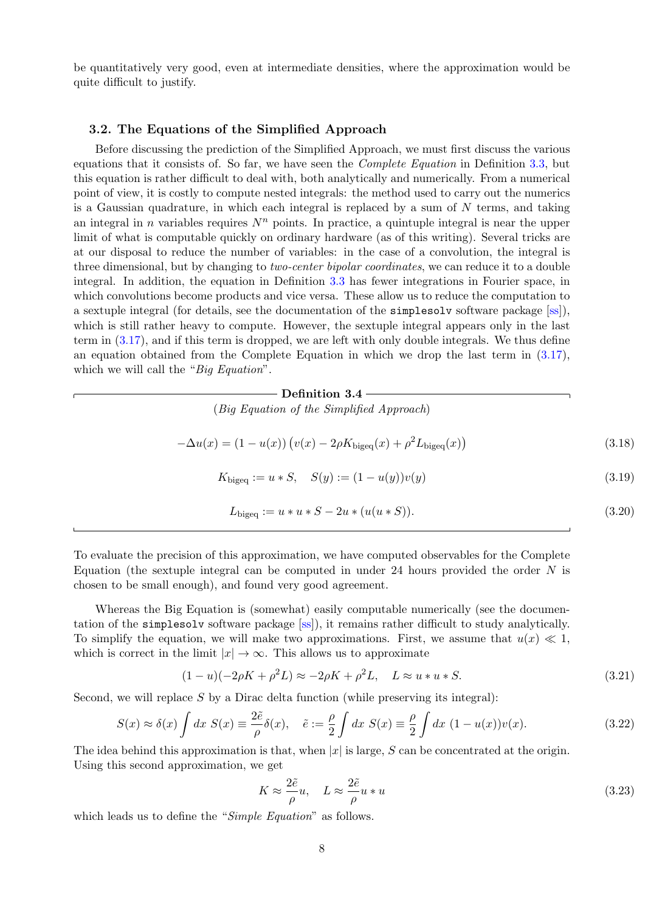be quantitatively very good, even at intermediate densities, where the approximation would be quite difficult to justify.

### 3.2. The Equations of the Simplified Approach

Before discussing the prediction of the Simplified Approach, we must first discuss the various equations that it consists of. So far, we have seen the *Complete Equation* in Definition 3.3, but this equation is rather difficult to deal with, both analytically and numerically. From a numerical point of view, it is costly to compute nested integrals: the method used to carry out the numerics is a Gaussian quadrature, in which each integral is replaced by a sum of $N$ terms, and taking an integral in $n$ variables requires $N^n$ points. In practice, a quintuple integral is near the upper limit of what is computable quickly on ordinary hardware (as of this writing). Several tricks are at our disposal to reduce the number of variables: in the case of a convolution, the integral is three dimensional, but by changing to *two-center bipolar coordinates*, we can reduce it to a double integral. In addition, the equation in Definition 3.3 has fewer integrations in Fourier space, in which convolutions become products and vice versa. These allow us to reduce the computation to a sextuple integral (for details, see the documentation of the `simplesolv` software package [ss]), which is still rather heavy to compute. However, the sextuple integral appears only in the last term in (3.17), and if this term is dropped, we are left with only double integrals. We thus define an equation obtained from the Complete Equation in which we drop the last term in (3.17), which we will call the "*Big Equation*".

**Definition 3.4**

(*Big Equation of the Simplified Approach*)

$$-\Delta u(x) = (1 - u(x))\left(v(x) - 2\rho K_{\mathrm{bigeq}}(x) + \rho^2 L_{\mathrm{bigeq}}(x)\right) \tag{3.18}$$

$$K_{\mathrm{bigeq}} := u * S, \quad S(y) := (1 - u(y))v(y) \tag{3.19}$$

$$L_{\mathrm{bigeq}} := u * u * S - 2u * (u(u * S)). \tag{3.20}$$

To evaluate the precision of this approximation, we have computed observables for the Complete Equation (the sextuple integral can be computed in under 24 hours provided the order $N$ is chosen to be small enough), and found very good agreement.

Whereas the Big Equation is (somewhat) easily computable numerically (see the documentation of the `simplesolv` software package [ss]), it remains rather difficult to study analytically. To simplify the equation, we will make two approximations. First, we assume that $u(x) \ll 1$, which is correct in the limit $|x| \to \infty$. This allows us to approximate

$$(1 - u)(-2\rho K + \rho^2 L) \approx -2\rho K + \rho^2 L, \quad L \approx u * u * S. \tag{3.21}$$

Second, we will replace $S$ by a Dirac delta function (while preserving its integral):

$$S(x) \approx \delta(x) \int dx \; S(x) \equiv \frac{2\tilde{e}}{\rho}\delta(x), \quad \tilde{e} := \frac{\rho}{2} \int dx \; S(x) \equiv \frac{\rho}{2} \int dx \; (1 - u(x))v(x). \tag{3.22}$$

The idea behind this approximation is that, when $|x|$ is large, $S$ can be concentrated at the origin. Using this second approximation, we get

$$K \approx \frac{2\tilde{e}}{\rho} u, \quad L \approx \frac{2\tilde{e}}{\rho} u * u \tag{3.23}$$

which leads us to define the "*Simple Equation*" as follows.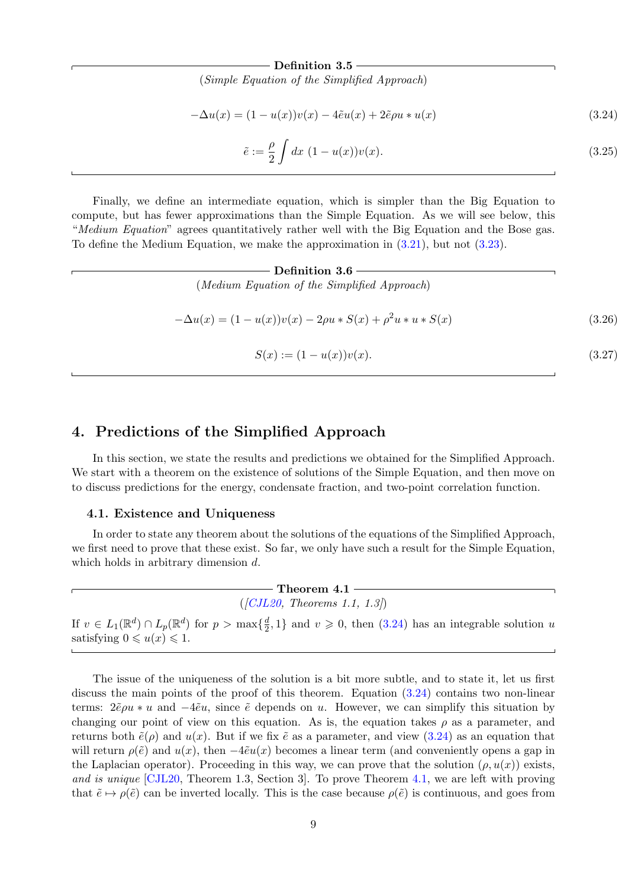**Definition 3.5**

(*Simple Equation of the Simplified Approach*)

$$-\Delta u(x) = (1-u(x))v(x) - 4\tilde{e}u(x) + 2\tilde{e}\rho u * u(x) \tag{3.24}$$

$$\tilde{e} := \frac{\rho}{2}\int dx\ (1-u(x))v(x). \tag{3.25}$$

Finally, we define an intermediate equation, which is simpler than the Big Equation to compute, but has fewer approximations than the Simple Equation. As we will see below, this "*Medium Equation*" agrees quantitatively rather well with the Big Equation and the Bose gas. To define the Medium Equation, we make the approximation in (3.21), but not (3.23).

**Definition 3.6**

(*Medium Equation of the Simplified Approach*)

$$-\Delta u(x) = (1-u(x))v(x) - 2\rho u * S(x) + \rho^2 u * u * S(x) \tag{3.26}$$

$$S(x) := (1-u(x))v(x). \tag{3.27}$$

## 4. Predictions of the Simplified Approach

In this section, we state the results and predictions we obtained for the Simplified Approach. We start with a theorem on the existence of solutions of the Simple Equation, and then move on to discuss predictions for the energy, condensate fraction, and two-point correlation function.

### 4.1. Existence and Uniqueness

In order to state any theorem about the solutions of the equations of the Simplified Approach, we first need to prove that these exist. So far, we only have such a result for the Simple Equation, which holds in arbitrary dimension $d$.

**Theorem 4.1**

(*[CJL20, Theorems 1.1, 1.3]*)

If $v \in L_1(\mathbb{R}^d) \cap L_p(\mathbb{R}^d)$ for $p > \max\{\frac{d}{2}, 1\}$ and $v \geqslant 0$, then (3.24) has an integrable solution $u$ satisfying $0 \leqslant u(x) \leqslant 1$.

The issue of the uniqueness of the solution is a bit more subtle, and to state it, let us first discuss the main points of the proof of this theorem. Equation (3.24) contains two non-linear terms: $2\tilde{e}\rho u * u$ and $-4\tilde{e}u$, since $\tilde{e}$ depends on $u$. However, we can simplify this situation by changing our point of view on this equation. As is, the equation takes $\rho$ as a parameter, and returns both $\tilde{e}(\rho)$ and $u(x)$. But if we fix $\tilde{e}$ as a parameter, and view (3.24) as an equation that will return $\rho(\tilde{e})$ and $u(x)$, then $-4\tilde{e}u(x)$ becomes a linear term (and conveniently opens a gap in the Laplacian operator). Proceeding in this way, we can prove that the solution $(\rho, u(x))$ exists, *and is unique* [CJL20, Theorem 1.3, Section 3]. To prove Theorem 4.1, we are left with proving that $\tilde{e} \mapsto \rho(\tilde{e})$ can be inverted locally. This is the case because $\rho(\tilde{e})$ is continuous, and goes from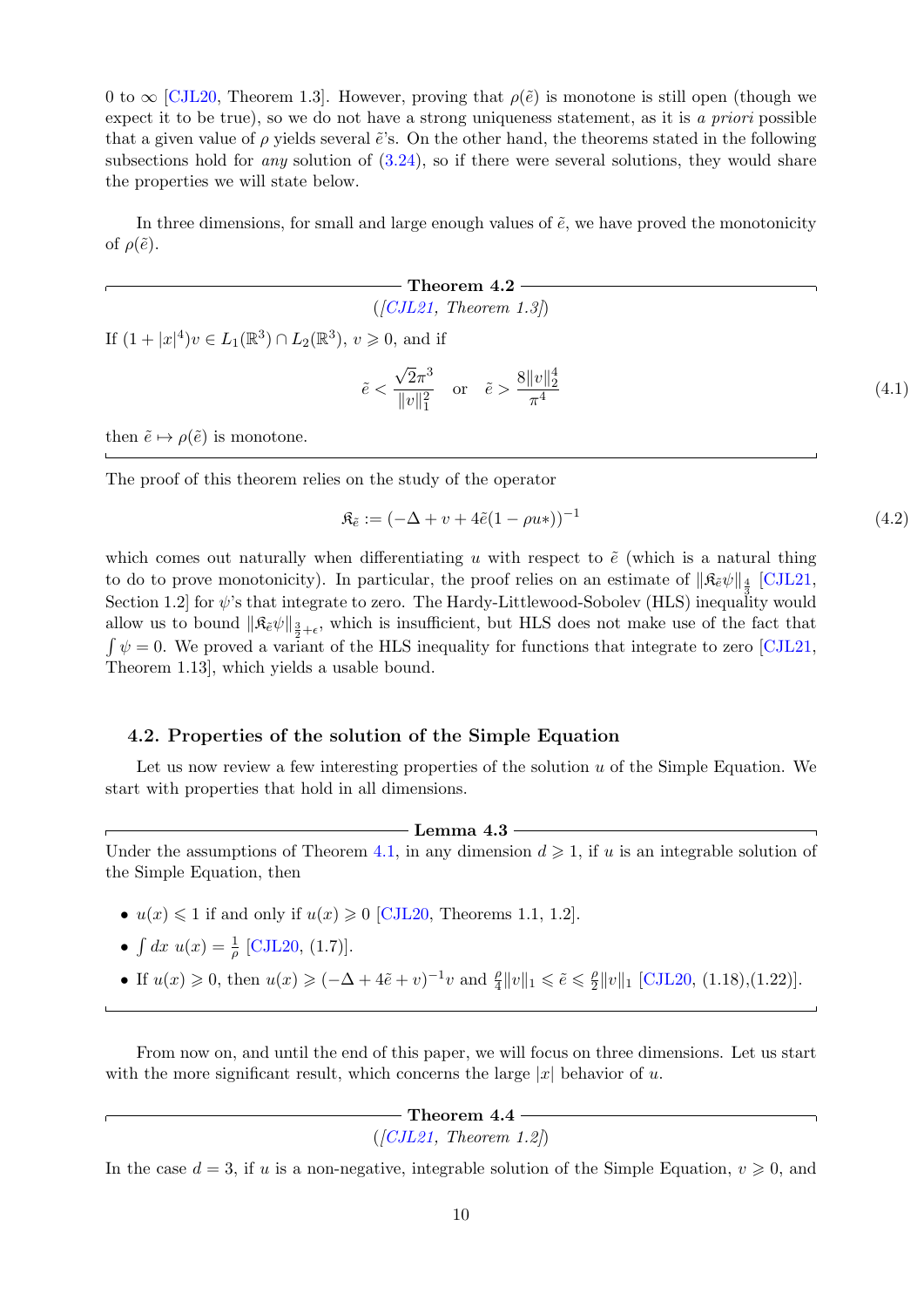0 to $\infty$ [CJL20, Theorem 1.3]. However, proving that $\rho(\tilde e)$ is monotone is still open (though we expect it to be true), so we do not have a strong uniqueness statement, as it is *a priori* possible that a given value of $\rho$ yields several $\tilde e$'s. On the other hand, the theorems stated in the following subsections hold for *any* solution of (3.24), so if there were several solutions, they would share the properties we will state below.

In three dimensions, for small and large enough values of $\tilde e$, we have proved the monotonicity of $\rho(\tilde e)$.

**Theorem 4.2**
*([CJL21, Theorem 1.3])*

If $(1+|x|^4)v\in L_1(\mathbb R^3)\cap L_2(\mathbb R^3)$, $v\geqslant 0$, and if

$$\tilde e<\frac{\sqrt2\pi^3}{\|v\|_1^2}\quad\text{or}\quad \tilde e>\frac{8\|v\|_2^4}{\pi^4}\tag{4.1}$$

then $\tilde e\mapsto\rho(\tilde e)$ is monotone.

The proof of this theorem relies on the study of the operator

$$\mathfrak K_{\tilde e}:=(-\Delta+v+4\tilde e(1-\rho u*))^{-1}\tag{4.2}$$

which comes out naturally when differentiating $u$ with respect to $\tilde e$ (which is a natural thing to do to prove monotonicity). In particular, the proof relies on an estimate of $\|\mathfrak K_{\tilde e}\psi\|_{\frac43}$ [CJL21, Section 1.2] for $\psi$'s that integrate to zero. The Hardy-Littlewood-Sobolev (HLS) inequality would allow us to bound $\|\mathfrak K_{\tilde e}\psi\|_{\frac32+\epsilon}$, which is insufficient, but HLS does not make use of the fact that $\int\psi=0$. We proved a variant of the HLS inequality for functions that integrate to zero [CJL21, Theorem 1.13], which yields a usable bound.

## 4.2. Properties of the solution of the Simple Equation

Let us now review a few interesting properties of the solution $u$ of the Simple Equation. We start with properties that hold in all dimensions.

**Lemma 4.3**

Under the assumptions of Theorem 4.1, in any dimension $d\geqslant1$, if $u$ is an integrable solution of the Simple Equation, then

- $u(x)\leqslant1$ if and only if $u(x)\geqslant0$ [CJL20, Theorems 1.1, 1.2].
- $\int dx\ u(x)=\frac1\rho$ [CJL20, (1.7)].
- If $u(x)\geqslant0$, then $u(x)\geqslant(-\Delta+4\tilde e+v)^{-1}v$ and $\frac\rho4\|v\|_1\leqslant\tilde e\leqslant\frac\rho2\|v\|_1$ [CJL20, (1.18),(1.22)].

From now on, and until the end of this paper, we will focus on three dimensions. Let us start with the more significant result, which concerns the large $|x|$ behavior of $u$.

**Theorem 4.4**
*([CJL21, Theorem 1.2])*

In the case $d=3$, if $u$ is a non-negative, integrable solution of the Simple Equation, $v\geqslant0$, and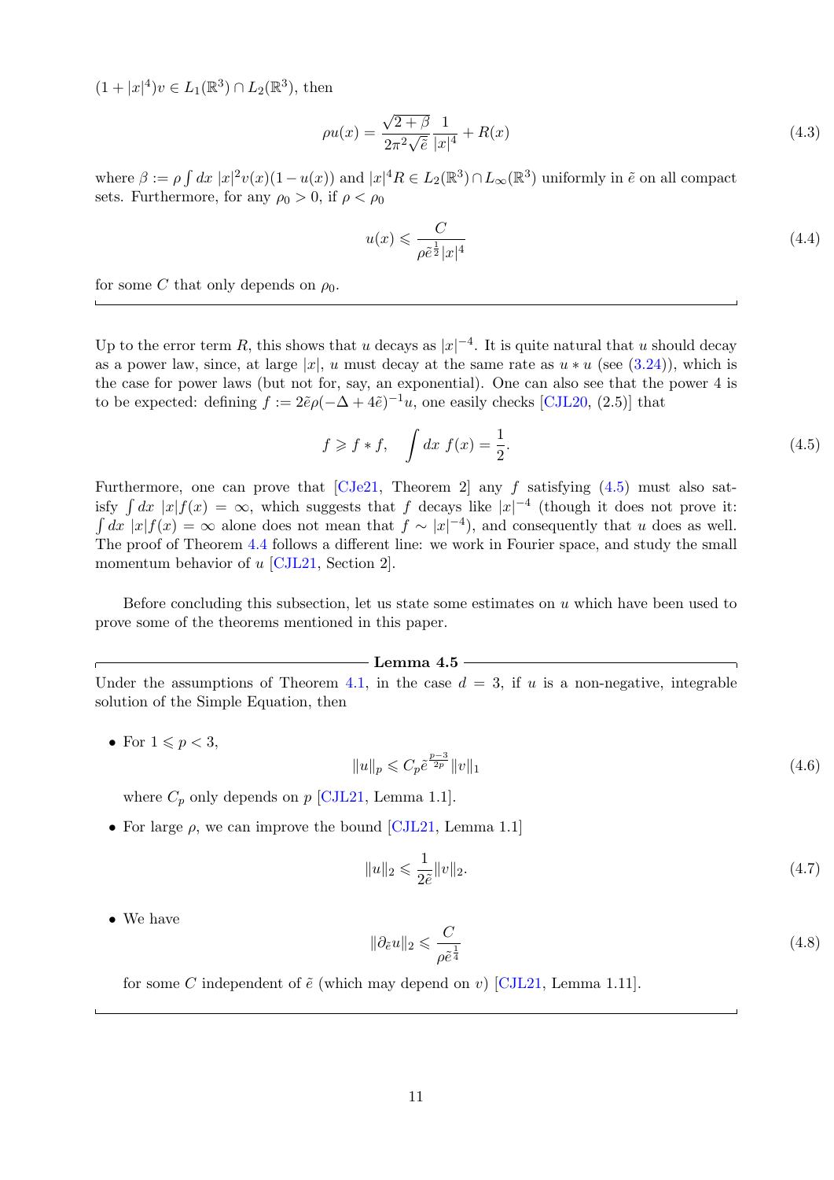$(1+|x|^4)v \in L_1(\mathbb{R}^3) \cap L_2(\mathbb{R}^3)$, then

$$\rho u(x) = \frac{\sqrt{2+\beta}}{2\pi^2\sqrt{\tilde e}}\frac{1}{|x|^4} + R(x) \tag{4.3}$$

where $\beta := \rho\int dx\ |x|^2 v(x)(1-u(x))$ and $|x|^4 R \in L_2(\mathbb{R}^3) \cap L_\infty(\mathbb{R}^3)$ uniformly in $\tilde e$ on all compact sets. Furthermore, for any $\rho_0 > 0$, if $\rho < \rho_0$

$$u(x) \leqslant \frac{C}{\rho \tilde e^{\frac12}|x|^4} \tag{4.4}$$

for some $C$ that only depends on $\rho_0$.

---

Up to the error term $R$, this shows that $u$ decays as $|x|^{-4}$. It is quite natural that $u$ should decay as a power law, since, at large $|x|$, $u$ must decay at the same rate as $u * u$ (see (3.24)), which is the case for power laws (but not for, say, an exponential). One can also see that the power 4 is to be expected: defining $f := 2\tilde e\rho(-\Delta + 4\tilde e)^{-1}u$, one easily checks [CJL20, (2.5)] that

$$f \geqslant f * f, \quad \int dx\ f(x) = \frac12. \tag{4.5}$$

Furthermore, one can prove that [CJe21, Theorem 2] any $f$ satisfying (4.5) must also satisfy $\int dx\ |x| f(x) = \infty$, which suggests that $f$ decays like $|x|^{-4}$ (though it does not prove it: $\int dx\ |x| f(x) = \infty$ alone does not mean that $f \sim |x|^{-4}$), and consequently that $u$ does as well. The proof of Theorem 4.4 follows a different line: we work in Fourier space, and study the small momentum behavior of $u$ [CJL21, Section 2].

Before concluding this subsection, let us state some estimates on $u$ which have been used to prove some of the theorems mentioned in this paper.

**Lemma 4.5**

Under the assumptions of Theorem 4.1, in the case $d = 3$, if $u$ is a non-negative, integrable solution of the Simple Equation, then

- For $1 \leqslant p < 3$,
$$\|u\|_p \leqslant C_p \tilde e^{\frac{p-3}{2p}}\|v\|_1 \tag{4.6}$$
where $C_p$ only depends on $p$ [CJL21, Lemma 1.1].

- For large $\rho$, we can improve the bound [CJL21, Lemma 1.1]
$$\|u\|_2 \leqslant \frac{1}{2\tilde e}\|v\|_2. \tag{4.7}$$

- We have
$$\|\partial_{\tilde e} u\|_2 \leqslant \frac{C}{\rho \tilde e^{\frac14}} \tag{4.8}$$
for some $C$ independent of $\tilde e$ (which may depend on $v$) [CJL21, Lemma 1.11].

---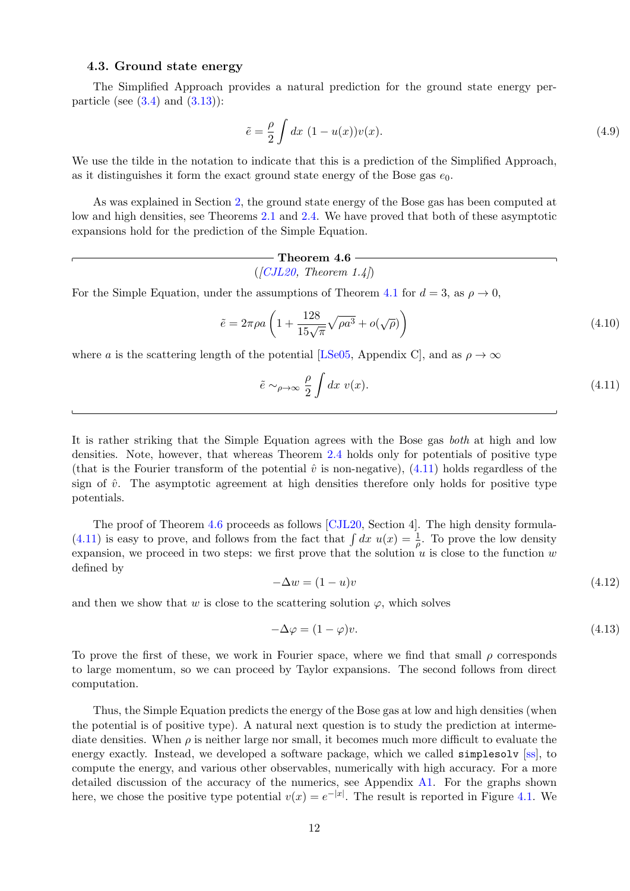### 4.3. Ground state energy

The Simplified Approach provides a natural prediction for the ground state energy per-particle (see (3.4) and (3.13)):

$$\tilde{e} = \frac{\rho}{2} \int dx \ (1 - u(x))v(x). \tag{4.9}$$

We use the tilde in the notation to indicate that this is a prediction of the Simplified Approach, as it distinguishes it form the exact ground state energy of the Bose gas $e_0$.

As was explained in Section 2, the ground state energy of the Bose gas has been computed at low and high densities, see Theorems 2.1 and 2.4. We have proved that both of these asymptotic expansions hold for the prediction of the Simple Equation.

**Theorem 4.6**
*([CJL20, Theorem 1.4])*

For the Simple Equation, under the assumptions of Theorem 4.1 for $d = 3$, as $\rho \to 0$,

$$\tilde{e} = 2\pi\rho a \left(1 + \frac{128}{15\sqrt{\pi}}\sqrt{\rho a^3} + o(\sqrt{\rho})\right) \tag{4.10}$$

where $a$ is the scattering length of the potential [LSe05, Appendix C], and as $\rho \to \infty$

$$\tilde{e} \sim_{\rho\to\infty} \frac{\rho}{2} \int dx \ v(x). \tag{4.11}$$

---

It is rather striking that the Simple Equation agrees with the Bose gas *both* at high and low densities. Note, however, that whereas Theorem 2.4 holds only for potentials of positive type (that is the Fourier transform of the potential $\hat{v}$ is non-negative), (4.11) holds regardless of the sign of $\hat{v}$. The asymptotic agreement at high densities therefore only holds for positive type potentials.

The proof of Theorem 4.6 proceeds as follows [CJL20, Section 4]. The high density formula (4.11) is easy to prove, and follows from the fact that $\int dx \ u(x) = \frac{1}{\rho}$. To prove the low density expansion, we proceed in two steps: we first prove that the solution $u$ is close to the function $w$ defined by

$$-\Delta w = (1 - u)v \tag{4.12}$$

and then we show that $w$ is close to the scattering solution $\varphi$, which solves

$$-\Delta\varphi = (1 - \varphi)v. \tag{4.13}$$

To prove the first of these, we work in Fourier space, where we find that small $\rho$ corresponds to large momentum, so we can proceed by Taylor expansions. The second follows from direct computation.

Thus, the Simple Equation predicts the energy of the Bose gas at low and high densities (when the potential is of positive type). A natural next question is to study the prediction at intermediate densities. When $\rho$ is neither large nor small, it becomes much more difficult to evaluate the energy exactly. Instead, we developed a software package, which we called `simplesolv` [ss], to compute the energy, and various other observables, numerically with high accuracy. For a more detailed discussion of the accuracy of the numerics, see Appendix A1. For the graphs shown here, we chose the positive type potential $v(x) = e^{-|x|}$. The result is reported in Figure 4.1. We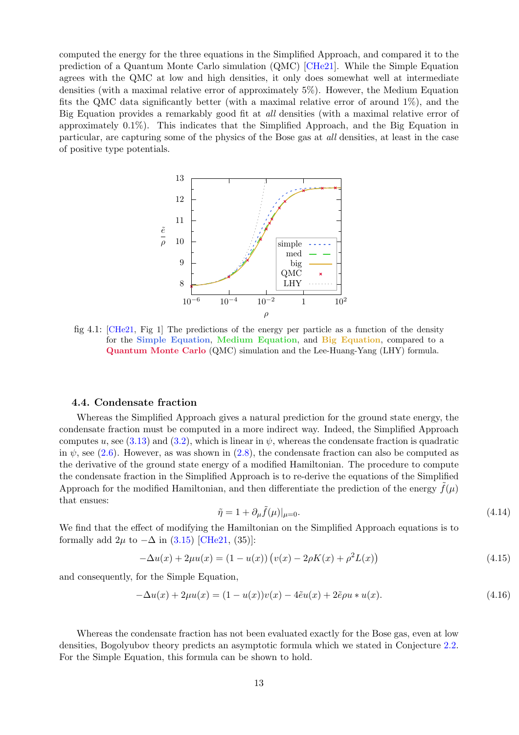computed the energy for the three equations in the Simplified Approach, and compared it to the prediction of a Quantum Monte Carlo simulation (QMC) [CHe21]. While the Simple Equation agrees with the QMC at low and high densities, it only does somewhat well at intermediate densities (with a maximal relative error of approximately 5%). However, the Medium Equation fits the QMC data significantly better (with a maximal relative error of around 1%), and the Big Equation provides a remarkably good fit at *all* densities (with a maximal relative error of approximately 0.1%). This indicates that the Simplified Approach, and the Big Equation in particular, are capturing some of the physics of the Bose gas at *all* densities, at least in the case of positive type potentials.

fig 4.1: [CHe21, Fig 1] The predictions of the energy per particle as a function of the density for the **Simple Equation**, **Medium Equation**, and **Big Equation**, compared to a **Quantum Monte Carlo** (QMC) simulation and the Lee-Huang-Yang (LHY) formula.

### 4.4. Condensate fraction

Whereas the Simplified Approach gives a natural prediction for the ground state energy, the condensate fraction must be computed in a more indirect way. Indeed, the Simplified Approach computes $u$, see (3.13) and (3.2), which is linear in $\psi$, whereas the condensate fraction is quadratic in $\psi$, see (2.6). However, as was shown in (2.8), the condensate fraction can also be computed as the derivative of the ground state energy of a modified Hamiltonian. The procedure to compute the condensate fraction in the Simplified Approach is to re-derive the equations of the Simplified Approach for the modified Hamiltonian, and then differentiate the prediction of the energy $\tilde f(\mu)$ that ensues:

$$\tilde\eta = 1 + \partial_\mu \tilde f(\mu)|_{\mu=0}. \tag{4.14}$$

We find that the effect of modifying the Hamiltonian on the Simplified Approach equations is to formally add $2\mu$ to $-\Delta$ in (3.15) [CHe21, (35)]:

$$-\Delta u(x) + 2\mu u(x) = (1-u(x))\big(v(x) - 2\rho K(x) + \rho^2 L(x)\big) \tag{4.15}$$

and consequently, for the Simple Equation,

$$-\Delta u(x) + 2\mu u(x) = (1-u(x))v(x) - 4\tilde e u(x) + 2\tilde e \rho u * u(x). \tag{4.16}$$

Whereas the condensate fraction has not been evaluated exactly for the Bose gas, even at low densities, Bogolyubov theory predicts an asymptotic formula which we stated in Conjecture 2.2. For the Simple Equation, this formula can be shown to hold.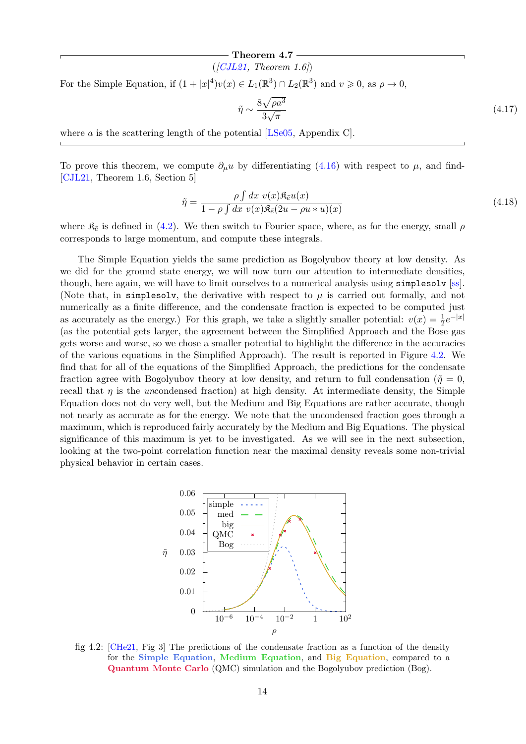**Theorem 4.7**

*([CJL21, Theorem 1.6])*

For the Simple Equation, if $(1+|x|^4)v(x) \in L_1(\mathbb{R}^3) \cap L_2(\mathbb{R}^3)$ and $v \geqslant 0$, as $\rho \to 0$,

$$\tilde{\eta} \sim \frac{8\sqrt{\rho a^3}}{3\sqrt{\pi}} \tag{4.17}$$

where $a$ is the scattering length of the potential [LSe05, Appendix C].

---

To prove this theorem, we compute $\partial_\mu u$ by differentiating (4.16) with respect to $\mu$, and find- [CJL21, Theorem 1.6, Section 5]

$$\tilde{\eta} = \frac{\rho \int dx\ v(x)\mathfrak{K}_{\tilde{e}} u(x)}{1 - \rho \int dx\ v(x)\mathfrak{K}_{\tilde{e}}(2u - \rho u * u)(x)} \tag{4.18}$$

where $\mathfrak{K}_{\tilde{e}}$ is defined in (4.2). We then switch to Fourier space, where, as for the energy, small $\rho$ corresponds to large momentum, and compute these integrals.

The Simple Equation yields the same prediction as Bogolyubov theory at low density. As we did for the ground state energy, we will now turn our attention to intermediate densities, though, here again, we will have to limit ourselves to a numerical analysis using `simplesolv` [ss]. (Note that, in `simplesolv`, the derivative with respect to $\mu$ is carried out formally, and not numerically as a finite difference, and the condensate fraction is expected to be computed just as accurately as the energy.) For this graph, we take a slightly smaller potential: $v(x) = \frac{1}{2}e^{-|x|}$ (as the potential gets larger, the agreement between the Simplified Approach and the Bose gas gets worse and worse, so we chose a smaller potential to highlight the difference in the accuracies of the various equations in the Simplified Approach). The result is reported in Figure 4.2. We find that for all of the equations of the Simplified Approach, the predictions for the condensate fraction agree with Bogolyubov theory at low density, and return to full condensation ($\tilde{\eta} = 0$, recall that $\eta$ is the *un*condensed fraction) at high density. At intermediate density, the Simple Equation does not do very well, but the Medium and Big Equations are rather accurate, though not nearly as accurate as for the energy. We note that the uncondensed fraction goes through a maximum, which is reproduced fairly accurately by the Medium and Big Equations. The physical significance of this maximum is yet to be investigated. As we will see in the next subsection, looking at the two-point correlation function near the maximal density reveals some non-trivial physical behavior in certain cases.

fig 4.2: [CHe21, Fig 3] The predictions of the condensate fraction as a function of the density for the **Simple Equation**, **Medium Equation**, and **Big Equation**, compared to a **Quantum Monte Carlo** (QMC) simulation and the Bogolyubov prediction (Bog).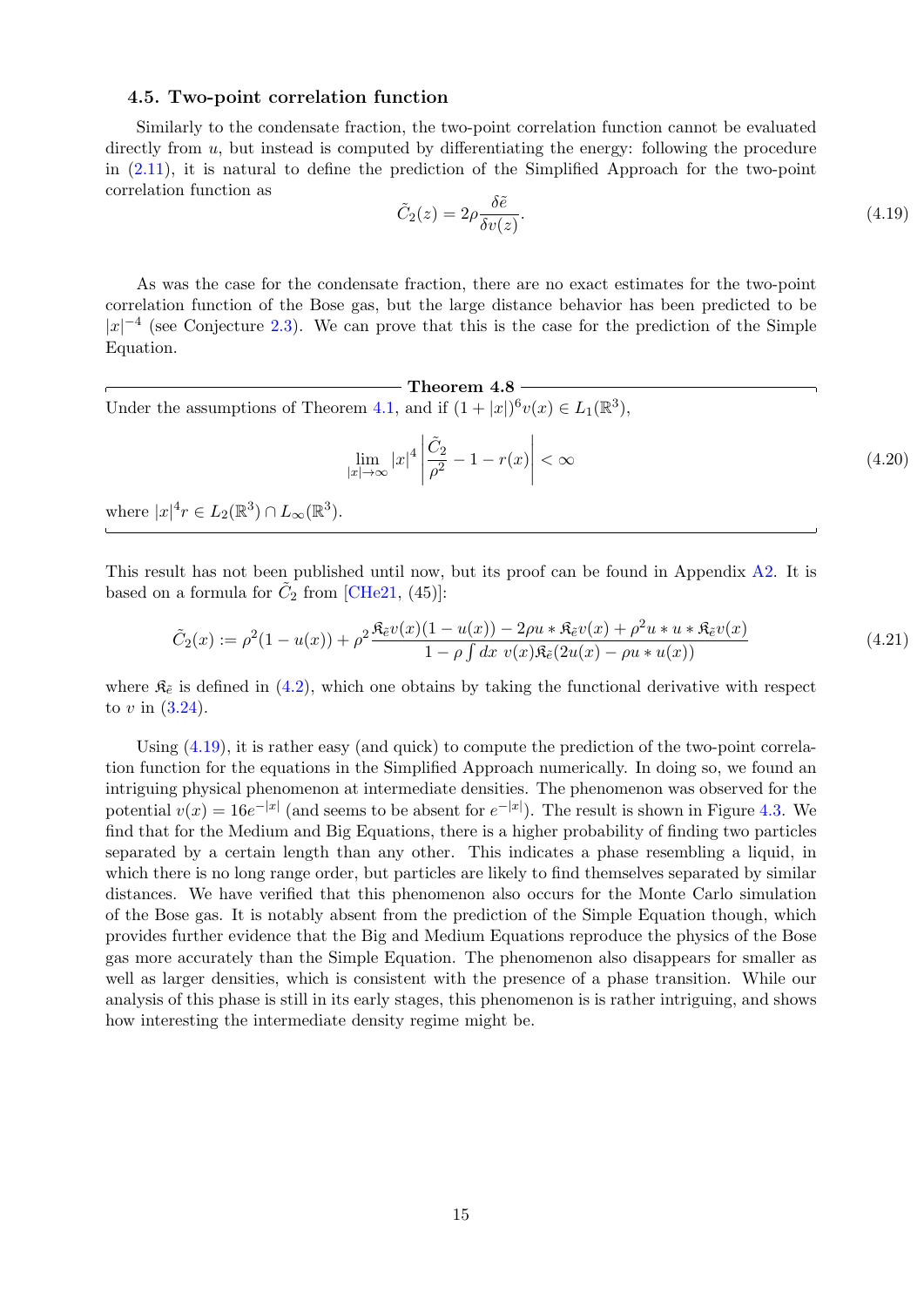### 4.5. Two-point correlation function

Similarly to the condensate fraction, the two-point correlation function cannot be evaluated directly from $u$, but instead is computed by differentiating the energy: following the procedure in (2.11), it is natural to define the prediction of the Simplified Approach for the two-point correlation function as

$$\tilde{C}_2(z) = 2\rho \frac{\delta \tilde{e}}{\delta v(z)}. \tag{4.19}$$

As was the case for the condensate fraction, there are no exact estimates for the two-point correlation function of the Bose gas, but the large distance behavior has been predicted to be $|x|^{-4}$ (see Conjecture 2.3). We can prove that this is the case for the prediction of the Simple Equation.

**Theorem 4.8**

Under the assumptions of Theorem 4.1, and if $(1+|x|)^6 v(x) \in L_1(\mathbb{R}^3)$,

$$\lim_{|x|\to\infty} |x|^4 \left| \frac{\tilde{C}_2}{\rho^2} - 1 - r(x) \right| < \infty \tag{4.20}$$

where $|x|^4 r \in L_2(\mathbb{R}^3) \cap L_\infty(\mathbb{R}^3)$.

This result has not been published until now, but its proof can be found in Appendix A2. It is based on a formula for $\tilde{C}_2$ from [CHe21, (45)]:

$$\tilde{C}_2(x) := \rho^2(1-u(x)) + \rho^2 \frac{\mathfrak{K}_{\tilde{e}} v(x)(1-u(x)) - 2\rho u * \mathfrak{K}_{\tilde{e}} v(x) + \rho^2 u * u * \mathfrak{K}_{\tilde{e}} v(x)}{1 - \rho \int dx\ v(x) \mathfrak{K}_{\tilde{e}}(2u(x) - \rho u * u(x))} \tag{4.21}$$

where $\mathfrak{K}_{\tilde{e}}$ is defined in (4.2), which one obtains by taking the functional derivative with respect to $v$ in (3.24).

Using (4.19), it is rather easy (and quick) to compute the prediction of the two-point correlation function for the equations in the Simplified Approach numerically. In doing so, we found an intriguing physical phenomenon at intermediate densities. The phenomenon was observed for the potential $v(x) = 16e^{-|x|}$ (and seems to be absent for $e^{-|x|}$). The result is shown in Figure 4.3. We find that for the Medium and Big Equations, there is a higher probability of finding two particles separated by a certain length than any other. This indicates a phase resembling a liquid, in which there is no long range order, but particles are likely to find themselves separated by similar distances. We have verified that this phenomenon also occurs for the Monte Carlo simulation of the Bose gas. It is notably absent from the prediction of the Simple Equation though, which provides further evidence that the Big and Medium Equations reproduce the physics of the Bose gas more accurately than the Simple Equation. The phenomenon also disappears for smaller as well as larger densities, which is consistent with the presence of a phase transition. While our analysis of this phase is still in its early stages, this phenomenon is is rather intriguing, and shows how interesting the intermediate density regime might be.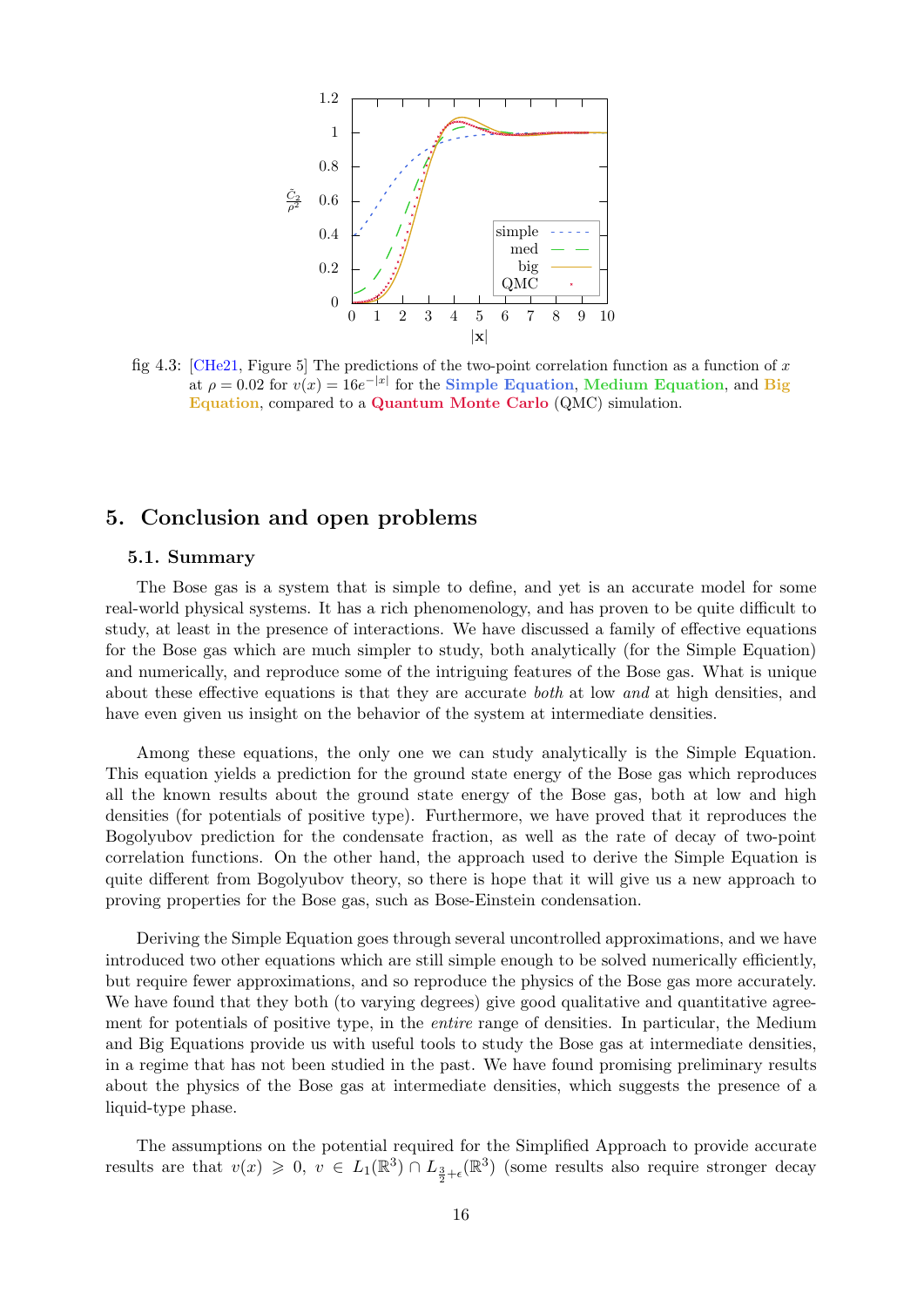fig 4.3: [CHe21, Figure 5] The predictions of the two-point correlation function as a function of $x$ at $\rho = 0.02$ for $v(x) = 16e^{-|x|}$ for the **Simple Equation**, **Medium Equation**, and **Big Equation**, compared to a **Quantum Monte Carlo** (QMC) simulation.

# 5. Conclusion and open problems

## 5.1. Summary

The Bose gas is a system that is simple to define, and yet is an accurate model for some real-world physical systems. It has a rich phenomenology, and has proven to be quite difficult to study, at least in the presence of interactions. We have discussed a family of effective equations for the Bose gas which are much simpler to study, both analytically (for the Simple Equation) and numerically, and reproduce some of the intriguing features of the Bose gas. What is unique about these effective equations is that they are accurate *both* at low *and* at high densities, and have even given us insight on the behavior of the system at intermediate densities.

Among these equations, the only one we can study analytically is the Simple Equation. This equation yields a prediction for the ground state energy of the Bose gas which reproduces all the known results about the ground state energy of the Bose gas, both at low and high densities (for potentials of positive type). Furthermore, we have proved that it reproduces the Bogolyubov prediction for the condensate fraction, as well as the rate of decay of two-point correlation functions. On the other hand, the approach used to derive the Simple Equation is quite different from Bogolyubov theory, so there is hope that it will give us a new approach to proving properties for the Bose gas, such as Bose-Einstein condensation.

Deriving the Simple Equation goes through several uncontrolled approximations, and we have introduced two other equations which are still simple enough to be solved numerically efficiently, but require fewer approximations, and so reproduce the physics of the Bose gas more accurately. We have found that they both (to varying degrees) give good qualitative and quantitative agreement for potentials of positive type, in the *entire* range of densities. In particular, the Medium and Big Equations provide us with useful tools to study the Bose gas at intermediate densities, in a regime that has not been studied in the past. We have found promising preliminary results about the physics of the Bose gas at intermediate densities, which suggests the presence of a liquid-type phase.

The assumptions on the potential required for the Simplified Approach to provide accurate results are that $v(x) \geqslant 0$, $v \in L_1(\mathbb{R}^3) \cap L_{\frac{3}{2}+\epsilon}(\mathbb{R}^3)$ (some results also require stronger decay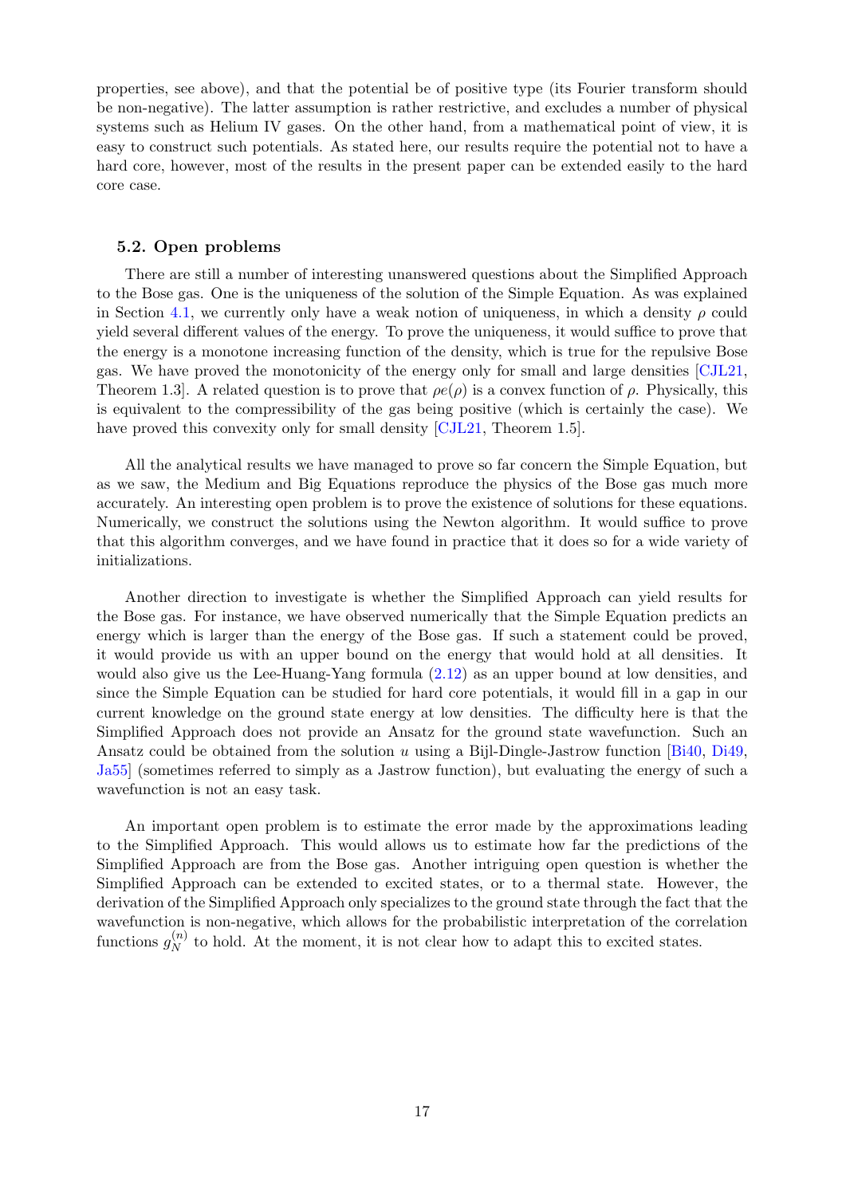properties, see above), and that the potential be of positive type (its Fourier transform should be non-negative). The latter assumption is rather restrictive, and excludes a number of physical systems such as Helium IV gases. On the other hand, from a mathematical point of view, it is easy to construct such potentials. As stated here, our results require the potential not to have a hard core, however, most of the results in the present paper can be extended easily to the hard core case.

### 5.2. Open problems

There are still a number of interesting unanswered questions about the Simplified Approach to the Bose gas. One is the uniqueness of the solution of the Simple Equation. As was explained in Section 4.1, we currently only have a weak notion of uniqueness, in which a density $\rho$ could yield several different values of the energy. To prove the uniqueness, it would suffice to prove that the energy is a monotone increasing function of the density, which is true for the repulsive Bose gas. We have proved the monotonicity of the energy only for small and large densities [CJL21, Theorem 1.3]. A related question is to prove that $\rho e(\rho)$ is a convex function of $\rho$. Physically, this is equivalent to the compressibility of the gas being positive (which is certainly the case). We have proved this convexity only for small density [CJL21, Theorem 1.5].

All the analytical results we have managed to prove so far concern the Simple Equation, but as we saw, the Medium and Big Equations reproduce the physics of the Bose gas much more accurately. An interesting open problem is to prove the existence of solutions for these equations. Numerically, we construct the solutions using the Newton algorithm. It would suffice to prove that this algorithm converges, and we have found in practice that it does so for a wide variety of initializations.

Another direction to investigate is whether the Simplified Approach can yield results for the Bose gas. For instance, we have observed numerically that the Simple Equation predicts an energy which is larger than the energy of the Bose gas. If such a statement could be proved, it would provide us with an upper bound on the energy that would hold at all densities. It would also give us the Lee-Huang-Yang formula (2.12) as an upper bound at low densities, and since the Simple Equation can be studied for hard core potentials, it would fill in a gap in our current knowledge on the ground state energy at low densities. The difficulty here is that the Simplified Approach does not provide an Ansatz for the ground state wavefunction. Such an Ansatz could be obtained from the solution $u$ using a Bijl-Dingle-Jastrow function [Bi40, Di49, Ja55] (sometimes referred to simply as a Jastrow function), but evaluating the energy of such a wavefunction is not an easy task.

An important open problem is to estimate the error made by the approximations leading to the Simplified Approach. This would allows us to estimate how far the predictions of the Simplified Approach are from the Bose gas. Another intriguing open question is whether the Simplified Approach can be extended to excited states, or to a thermal state. However, the derivation of the Simplified Approach only specializes to the ground state through the fact that the wavefunction is non-negative, which allows for the probabilistic interpretation of the correlation functions $g_N^{(n)}$ to hold. At the moment, it is not clear how to adapt this to excited states.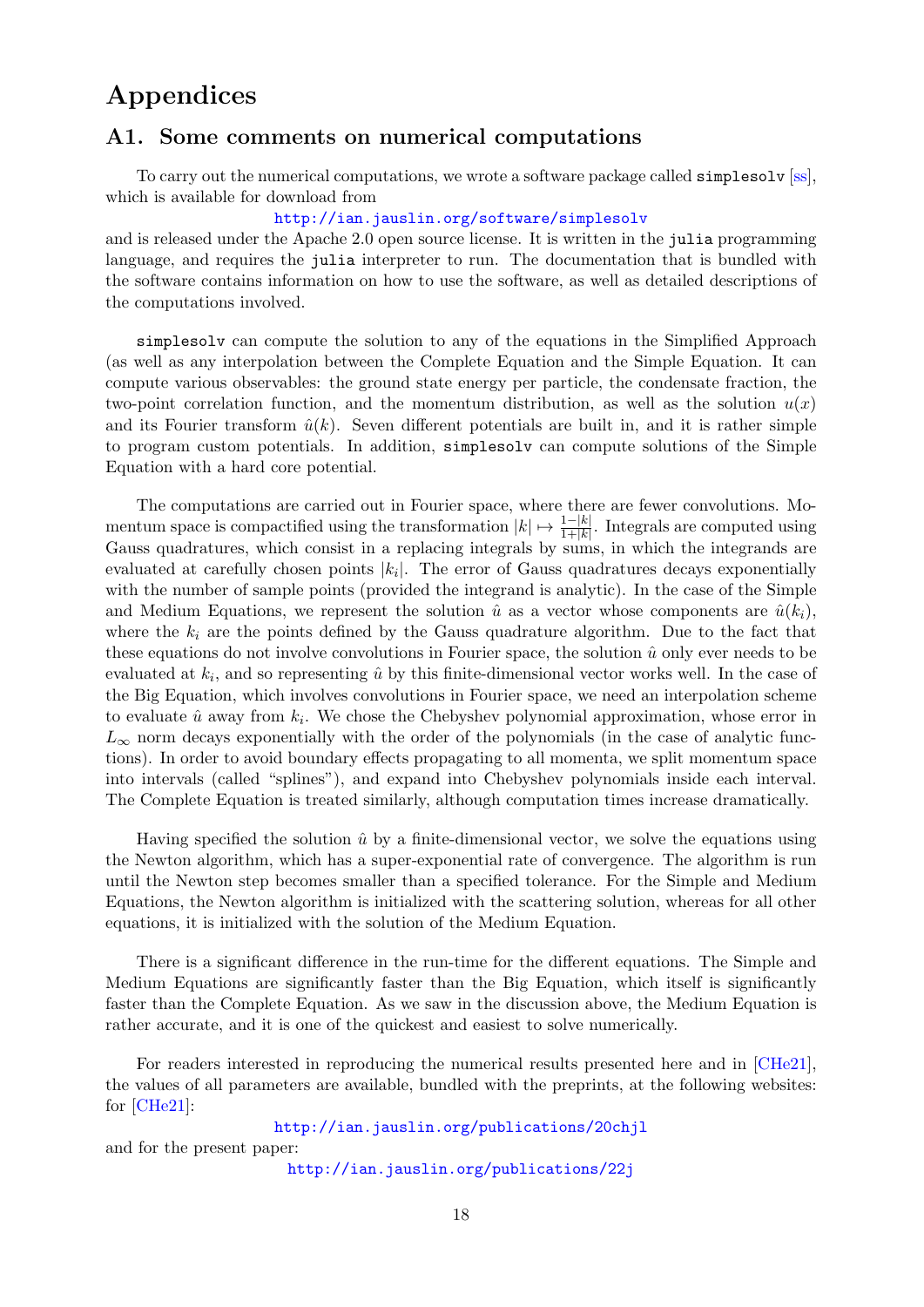# Appendices

## A1. Some comments on numerical computations

To carry out the numerical computations, we wrote a software package called `simplesolv` [ss], which is available for download from

http://ian.jauslin.org/software/simplesolv

and is released under the Apache 2.0 open source license. It is written in the `julia` programming language, and requires the `julia` interpreter to run. The documentation that is bundled with the software contains information on how to use the software, as well as detailed descriptions of the computations involved.

`simplesolv` can compute the solution to any of the equations in the Simplified Approach (as well as any interpolation between the Complete Equation and the Simple Equation. It can compute various observables: the ground state energy per particle, the condensate fraction, the two-point correlation function, and the momentum distribution, as well as the solution $u(x)$ and its Fourier transform $\hat u(k)$. Seven different potentials are built in, and it is rather simple to program custom potentials. In addition, `simplesolv` can compute solutions of the Simple Equation with a hard core potential.

The computations are carried out in Fourier space, where there are fewer convolutions. Momentum space is compactified using the transformation $|k| \mapsto \frac{1-|k|}{1+|k|}$. Integrals are computed using Gauss quadratures, which consist in a replacing integrals by sums, in which the integrands are evaluated at carefully chosen points $|k_i|$. The error of Gauss quadratures decays exponentially with the number of sample points (provided the integrand is analytic). In the case of the Simple and Medium Equations, we represent the solution $\hat u$ as a vector whose components are $\hat u(k_i)$, where the $k_i$ are the points defined by the Gauss quadrature algorithm. Due to the fact that these equations do not involve convolutions in Fourier space, the solution $\hat u$ only ever needs to be evaluated at $k_i$, and so representing $\hat u$ by this finite-dimensional vector works well. In the case of the Big Equation, which involves convolutions in Fourier space, we need an interpolation scheme to evaluate $\hat u$ away from $k_i$. We chose the Chebyshev polynomial approximation, whose error in $L_\infty$ norm decays exponentially with the order of the polynomials (in the case of analytic functions). In order to avoid boundary effects propagating to all momenta, we split momentum space into intervals (called "splines"), and expand into Chebyshev polynomials inside each interval. The Complete Equation is treated similarly, although computation times increase dramatically.

Having specified the solution $\hat u$ by a finite-dimensional vector, we solve the equations using the Newton algorithm, which has a super-exponential rate of convergence. The algorithm is run until the Newton step becomes smaller than a specified tolerance. For the Simple and Medium Equations, the Newton algorithm is initialized with the scattering solution, whereas for all other equations, it is initialized with the solution of the Medium Equation.

There is a significant difference in the run-time for the different equations. The Simple and Medium Equations are significantly faster than the Big Equation, which itself is significantly faster than the Complete Equation. As we saw in the discussion above, the Medium Equation is rather accurate, and it is one of the quickest and easiest to solve numerically.

For readers interested in reproducing the numerical results presented here and in [CHe21], the values of all parameters are available, bundled with the preprints, at the following websites: for [CHe21]:

http://ian.jauslin.org/publications/20chjl

and for the present paper:

http://ian.jauslin.org/publications/22j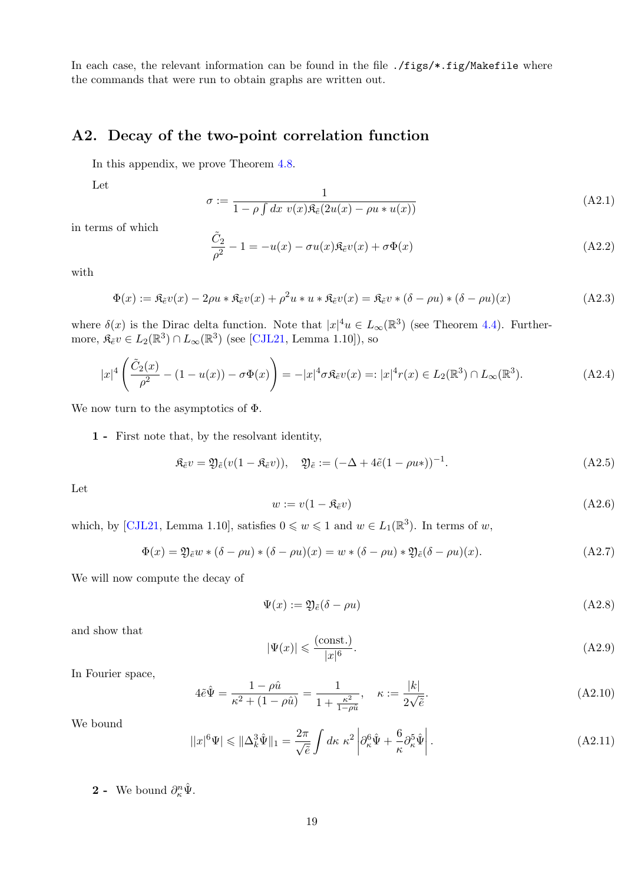In each case, the relevant information can be found in the file `./figs/*.fig/Makefile` where the commands that were run to obtain graphs are written out.

## A2. Decay of the two-point correlation function

In this appendix, we prove Theorem 4.8.

Let

$$\sigma := \frac{1}{1 - \rho \int dx\ v(x)\mathfrak{K}_{\tilde e}(2u(x) - \rho u * u(x))} \tag{A2.1}$$

in terms of which

$$\frac{\tilde C_2}{\rho^2} - 1 = -u(x) - \sigma u(x)\mathfrak{K}_{\tilde e}v(x) + \sigma\Phi(x) \tag{A2.2}$$

with

$$\Phi(x) := \mathfrak{K}_{\tilde e}v(x) - 2\rho u * \mathfrak{K}_{\tilde e}v(x) + \rho^2 u * u * \mathfrak{K}_{\tilde e}v(x) = \mathfrak{K}_{\tilde e}v * (\delta - \rho u) * (\delta - \rho u)(x) \tag{A2.3}$$

where $\delta(x)$ is the Dirac delta function. Note that $|x|^4 u \in L_\infty(\mathbb{R}^3)$ (see Theorem 4.4). Furthermore, $\mathfrak{K}_{\tilde e}v \in L_2(\mathbb{R}^3) \cap L_\infty(\mathbb{R}^3)$ (see [CJL21, Lemma 1.10]), so

$$|x|^4 \left( \frac{\tilde C_2(x)}{\rho^2} - (1 - u(x)) - \sigma\Phi(x) \right) = -|x|^4 \sigma \mathfrak{K}_{\tilde e}v(x) =: |x|^4 r(x) \in L_2(\mathbb{R}^3) \cap L_\infty(\mathbb{R}^3). \tag{A2.4}$$

We now turn to the asymptotics of $\Phi$.

**1 -** First note that, by the resolvent identity,

$$\mathfrak{K}_{\tilde e}v = \mathfrak{Y}_{\tilde e}(v(1 - \mathfrak{K}_{\tilde e}v)), \quad \mathfrak{Y}_{\tilde e} := (-\Delta + 4\tilde e(1 - \rho u *))^{-1}. \tag{A2.5}$$

Let

$$w := v(1 - \mathfrak{K}_{\tilde e}v) \tag{A2.6}$$

which, by [CJL21, Lemma 1.10], satisfies $0 \leqslant w \leqslant 1$ and $w \in L_1(\mathbb{R}^3)$. In terms of $w$,

$$\Phi(x) = \mathfrak{Y}_{\tilde e}w * (\delta - \rho u) * (\delta - \rho u)(x) = w * (\delta - \rho u) * \mathfrak{Y}_{\tilde e}(\delta - \rho u)(x). \tag{A2.7}$$

We will now compute the decay of

$$\Psi(x) := \mathfrak{Y}_{\tilde e}(\delta - \rho u) \tag{A2.8}$$

and show that

$$|\Psi(x)| \leqslant \frac{(\mathrm{const.})}{|x|^6}. \tag{A2.9}$$

In Fourier space,

$$4\tilde e \hat\Psi = \frac{1 - \rho\hat u}{\kappa^2 + (1 - \rho\hat u)} = \frac{1}{1 + \frac{\kappa^2}{1 - \rho\hat u}}, \quad \kappa := \frac{|k|}{2\sqrt{\tilde e}}. \tag{A2.10}$$

We bound

$$||x|^6\Psi| \leqslant \|\Delta_k^3 \hat\Psi\|_1 = \frac{2\pi}{\sqrt{\tilde e}} \int d\kappa\ \kappa^2 \left| \partial_\kappa^6 \hat\Psi + \frac{6}{\kappa}\partial_\kappa^5 \hat\Psi \right|. \tag{A2.11}$$

**2 -** We bound $\partial_\kappa^n \hat\Psi$.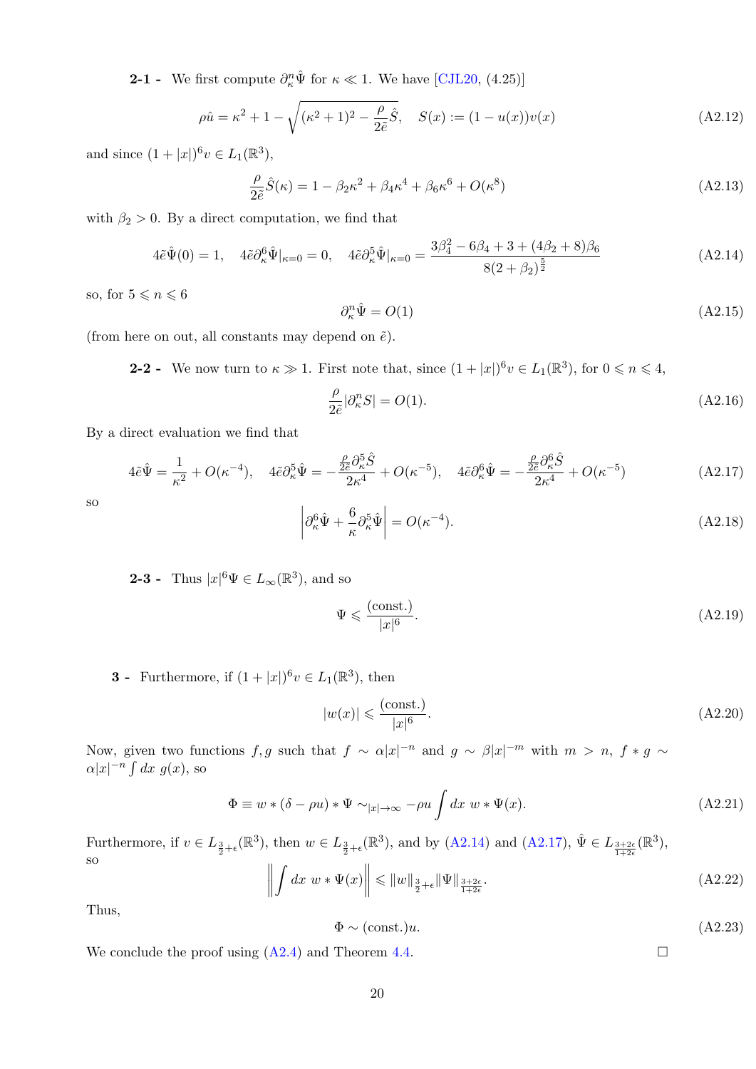**2-1 -** We first compute $\partial_\kappa^n \hat\Psi$ for $\kappa \ll 1$. We have [CJL20, (4.25)]

$$\rho\hat u = \kappa^2 + 1 - \sqrt{(\kappa^2+1)^2 - \frac{\rho}{2\tilde e}\hat S}, \quad S(x) := (1-u(x))v(x) \tag{A2.12}$$

and since $(1+|x|)^6 v \in L_1(\mathbb R^3)$,

$$\frac{\rho}{2\tilde e}\hat S(\kappa) = 1 - \beta_2\kappa^2 + \beta_4\kappa^4 + \beta_6\kappa^6 + O(\kappa^8) \tag{A2.13}$$

with $\beta_2 > 0$. By a direct computation, we find that

$$4\tilde e\hat\Psi(0) = 1, \quad 4\tilde e\partial_\kappa^6\hat\Psi|_{\kappa=0} = 0, \quad 4\tilde e\partial_\kappa^5\hat\Psi|_{\kappa=0} = \frac{3\beta_4^2 - 6\beta_4 + 3 + (4\beta_2+8)\beta_6}{8(2+\beta_2)^{\frac52}} \tag{A2.14}$$

so, for $5 \leqslant n \leqslant 6$

$$\partial_\kappa^n\hat\Psi = O(1) \tag{A2.15}$$

(from here on out, all constants may depend on $\tilde e$).

**2-2 -** We now turn to $\kappa \gg 1$. First note that, since $(1+|x|)^6 v \in L_1(\mathbb R^3)$, for $0 \leqslant n \leqslant 4$,

$$\frac{\rho}{2\tilde e}|\partial_\kappa^n S| = O(1). \tag{A2.16}$$

By a direct evaluation we find that

$$4\tilde e\hat\Psi = \frac{1}{\kappa^2} + O(\kappa^{-4}), \quad 4\tilde e\partial_\kappa^5\hat\Psi = -\frac{\frac{\rho}{2\tilde e}\partial_\kappa^5\hat S}{2\kappa^4} + O(\kappa^{-5}), \quad 4\tilde e\partial_\kappa^6\hat\Psi = -\frac{\frac{\rho}{2\tilde e}\partial_\kappa^6\hat S}{2\kappa^4} + O(\kappa^{-5}) \tag{A2.17}$$

so

$$\left|\partial_\kappa^6\hat\Psi + \frac{6}{\kappa}\partial_\kappa^5\hat\Psi\right| = O(\kappa^{-4}). \tag{A2.18}$$

**2-3 -** Thus $|x|^6\Psi \in L_\infty(\mathbb R^3)$, and so

$$\Psi \leqslant \frac{(\mathrm{const.})}{|x|^6}. \tag{A2.19}$$

**3 -** Furthermore, if $(1+|x|)^6 v \in L_1(\mathbb R^3)$, then

$$|w(x)| \leqslant \frac{(\mathrm{const.})}{|x|^6}. \tag{A2.20}$$

Now, given two functions $f, g$ such that $f \sim \alpha|x|^{-n}$ and $g \sim \beta|x|^{-m}$ with $m > n$, $f * g \sim \alpha|x|^{-n}\int dx\ g(x)$, so

$$\Phi \equiv w * (\delta - \rho u) * \Psi \sim_{|x|\to\infty} -\rho u \int dx\ w * \Psi(x). \tag{A2.21}$$

Furthermore, if $v \in L_{\frac32+\epsilon}(\mathbb R^3)$, then $w \in L_{\frac32+\epsilon}(\mathbb R^3)$, and by (A2.14) and (A2.17), $\hat\Psi \in L_{\frac{3+2\epsilon}{1+2\epsilon}}(\mathbb R^3)$, so

$$\left\|\int dx\ w * \Psi(x)\right\| \leqslant \|w\|_{\frac32+\epsilon}\|\Psi\|_{\frac{3+2\epsilon}{1+2\epsilon}}. \tag{A2.22}$$

Thus,

$$\Phi \sim (\mathrm{const.})u. \tag{A2.23}$$

We conclude the proof using (A2.4) and Theorem 4.4. □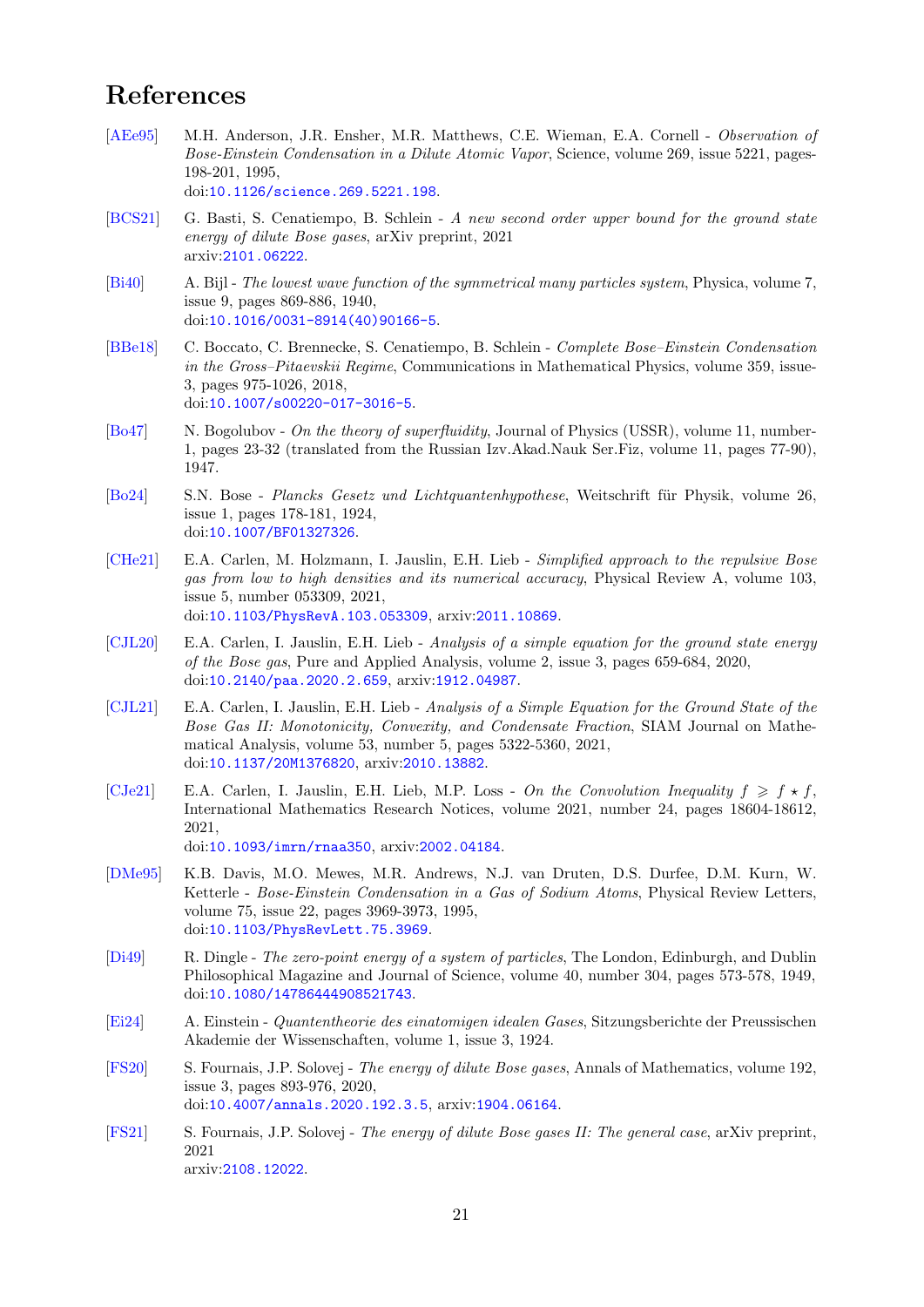# References

[AEe95] M.H. Anderson, J.R. Ensher, M.R. Matthews, C.E. Wieman, E.A. Cornell - *Observation of Bose-Einstein Condensation in a Dilute Atomic Vapor*, Science, volume 269, issue 5221, pages-198-201, 1995,
doi:10.1126/science.269.5221.198.

[BCS21] G. Basti, S. Cenatiempo, B. Schlein - *A new second order upper bound for the ground state energy of dilute Bose gases*, arXiv preprint, 2021
arxiv:2101.06222.

[Bi40] A. Bijl - *The lowest wave function of the symmetrical many particles system*, Physica, volume 7, issue 9, pages 869-886, 1940,
doi:10.1016/0031-8914(40)90166-5.

[BBe18] C. Boccato, C. Brennecke, S. Cenatiempo, B. Schlein - *Complete Bose–Einstein Condensation in the Gross–Pitaevskii Regime*, Communications in Mathematical Physics, volume 359, issue-3, pages 975-1026, 2018,
doi:10.1007/s00220-017-3016-5.

[Bo47] N. Bogolubov - *On the theory of superfluidity*, Journal of Physics (USSR), volume 11, number-1, pages 23-32 (translated from the Russian Izv.Akad.Nauk Ser.Fiz, volume 11, pages 77-90), 1947.

[Bo24] S.N. Bose - *Plancks Gesetz und Lichtquantenhypothese*, Weitschrift für Physik, volume 26, issue 1, pages 178-181, 1924,
doi:10.1007/BF01327326.

[CHe21] E.A. Carlen, M. Holzmann, I. Jauslin, E.H. Lieb - *Simplified approach to the repulsive Bose gas from low to high densities and its numerical accuracy*, Physical Review A, volume 103, issue 5, number 053309, 2021,
doi:10.1103/PhysRevA.103.053309, arxiv:2011.10869.

[CJL20] E.A. Carlen, I. Jauslin, E.H. Lieb - *Analysis of a simple equation for the ground state energy of the Bose gas*, Pure and Applied Analysis, volume 2, issue 3, pages 659-684, 2020,
doi:10.2140/paa.2020.2.659, arxiv:1912.04987.

[CJL21] E.A. Carlen, I. Jauslin, E.H. Lieb - *Analysis of a Simple Equation for the Ground State of the Bose Gas II: Monotonicity, Convexity, and Condensate Fraction*, SIAM Journal on Mathematical Analysis, volume 53, number 5, pages 5322-5360, 2021,
doi:10.1137/20M1376820, arxiv:2010.13882.

[CJe21] E.A. Carlen, I. Jauslin, E.H. Lieb, M.P. Loss - *On the Convolution Inequality $f \geqslant f \star f$*, International Mathematics Research Notices, volume 2021, number 24, pages 18604-18612, 2021,
doi:10.1093/imrn/rnaa350, arxiv:2002.04184.

[DMe95] K.B. Davis, M.O. Mewes, M.R. Andrews, N.J. van Druten, D.S. Durfee, D.M. Kurn, W. Ketterle - *Bose-Einstein Condensation in a Gas of Sodium Atoms*, Physical Review Letters, volume 75, issue 22, pages 3969-3973, 1995,
doi:10.1103/PhysRevLett.75.3969.

[Di49] R. Dingle - *The zero-point energy of a system of particles*, The London, Edinburgh, and Dublin Philosophical Magazine and Journal of Science, volume 40, number 304, pages 573-578, 1949,
doi:10.1080/14786444908521743.

[Ei24] A. Einstein - *Quantentheorie des einatomigen idealen Gases*, Sitzungsberichte der Preussischen Akademie der Wissenschaften, volume 1, issue 3, 1924.

[FS20] S. Fournais, J.P. Solovej - *The energy of dilute Bose gases*, Annals of Mathematics, volume 192, issue 3, pages 893-976, 2020,
doi:10.4007/annals.2020.192.3.5, arxiv:1904.06164.

[FS21] S. Fournais, J.P. Solovej - *The energy of dilute Bose gases II: The general case*, arXiv preprint, 2021
arxiv:2108.12022.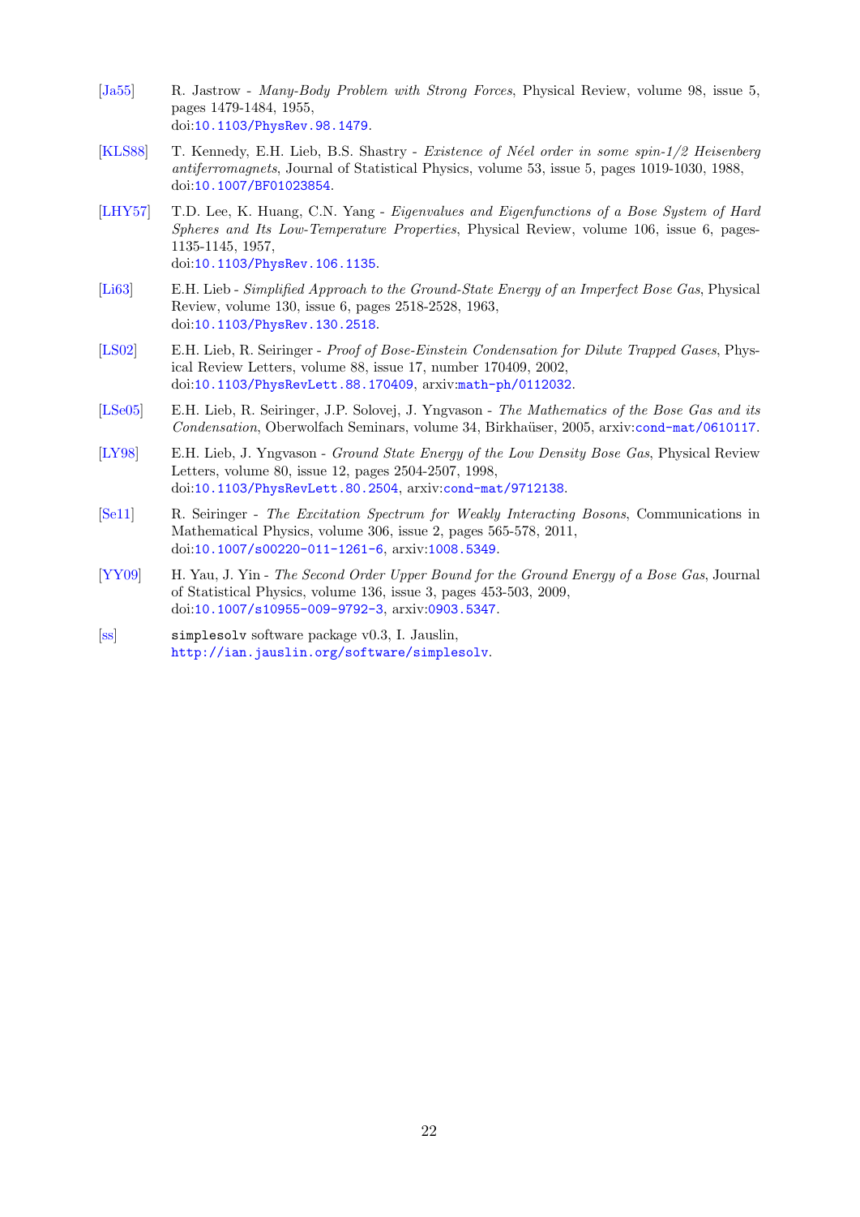[Ja55] R. Jastrow - *Many-Body Problem with Strong Forces*, Physical Review, volume 98, issue 5, pages 1479-1484, 1955,
doi:10.1103/PhysRev.98.1479.

[KLS88] T. Kennedy, E.H. Lieb, B.S. Shastry - *Existence of Néel order in some spin-1/2 Heisenberg antiferromagnets*, Journal of Statistical Physics, volume 53, issue 5, pages 1019-1030, 1988,
doi:10.1007/BF01023854.

[LHY57] T.D. Lee, K. Huang, C.N. Yang - *Eigenvalues and Eigenfunctions of a Bose System of Hard Spheres and Its Low-Temperature Properties*, Physical Review, volume 106, issue 6, pages-1135-1145, 1957,
doi:10.1103/PhysRev.106.1135.

[Li63] E.H. Lieb - *Simplified Approach to the Ground-State Energy of an Imperfect Bose Gas*, Physical Review, volume 130, issue 6, pages 2518-2528, 1963,
doi:10.1103/PhysRev.130.2518.

[LS02] E.H. Lieb, R. Seiringer - *Proof of Bose-Einstein Condensation for Dilute Trapped Gases*, Physical Review Letters, volume 88, issue 17, number 170409, 2002,
doi:10.1103/PhysRevLett.88.170409, arxiv:math-ph/0112032.

[LSe05] E.H. Lieb, R. Seiringer, J.P. Solovej, J. Yngvason - *The Mathematics of the Bose Gas and its Condensation*, Oberwolfach Seminars, volume 34, Birkhaüser, 2005, arxiv:cond-mat/0610117.

[LY98] E.H. Lieb, J. Yngvason - *Ground State Energy of the Low Density Bose Gas*, Physical Review Letters, volume 80, issue 12, pages 2504-2507, 1998,
doi:10.1103/PhysRevLett.80.2504, arxiv:cond-mat/9712138.

[Se11] R. Seiringer - *The Excitation Spectrum for Weakly Interacting Bosons*, Communications in Mathematical Physics, volume 306, issue 2, pages 565-578, 2011,
doi:10.1007/s00220-011-1261-6, arxiv:1008.5349.

[YY09] H. Yau, J. Yin - *The Second Order Upper Bound for the Ground Energy of a Bose Gas*, Journal of Statistical Physics, volume 136, issue 3, pages 453-503, 2009,
doi:10.1007/s10955-009-9792-3, arxiv:0903.5347.

[ss] `simplesolv` software package v0.3, I. Jauslin,
http://ian.jauslin.org/software/simplesolv.